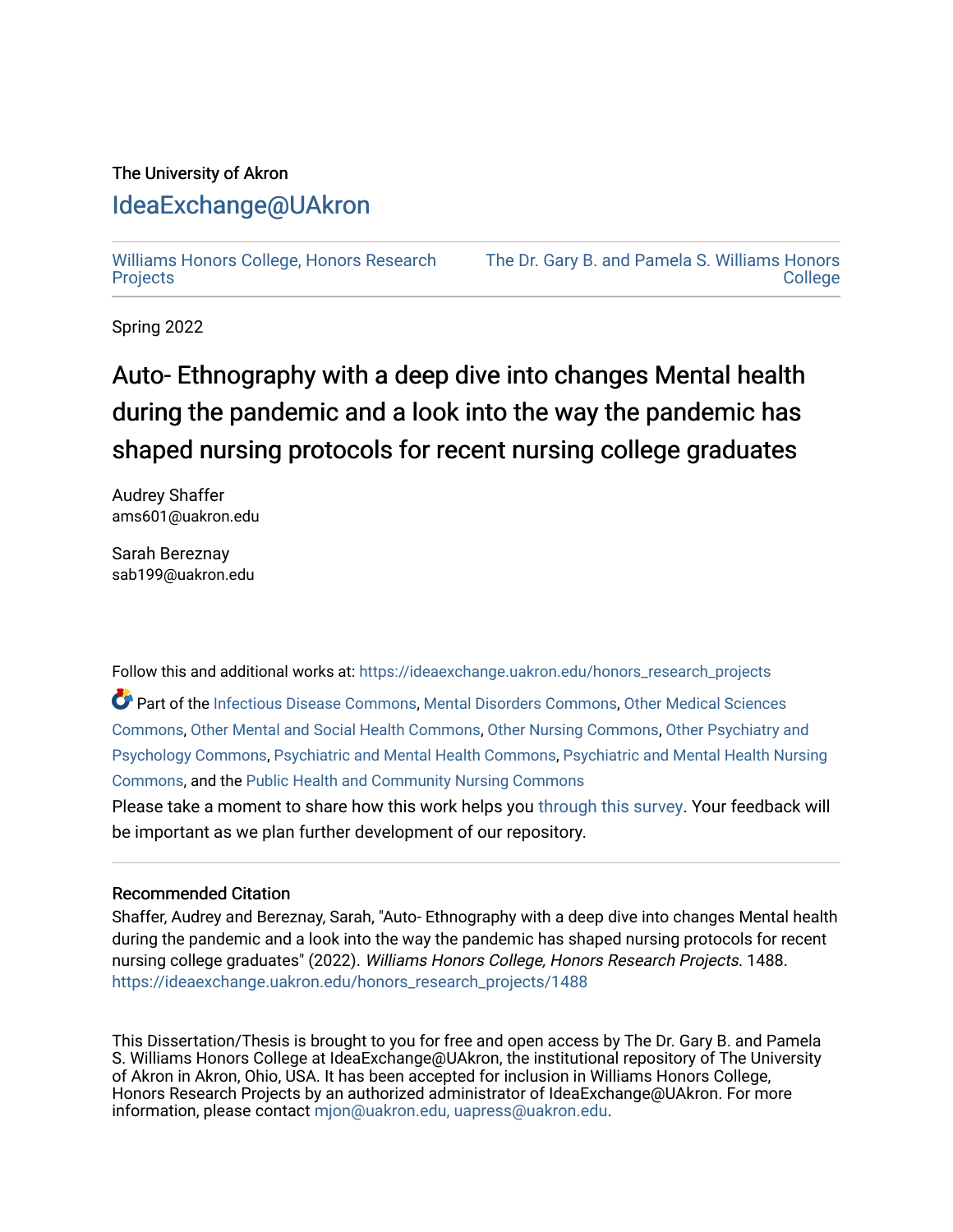The University of Akron

# IdeaExchange@UAkron

Williams Honors College, Honors Research Projects | The Dr. Gary B. and Pamela S. Williams Honors College

Spring 2022

## Auto- Ethnography with a deep dive into changes Mental health during the pandemic and a look into the way the pandemic has shaped nursing protocols for recent nursing college graduates

Audrey Shaffer
ams601@uakron.edu

Sarah Bereznay
sab199@uakron.edu

Follow this and additional works at: https://ideaexchange.uakron.edu/honors_research_projects

Part of the Infectious Disease Commons, Mental Disorders Commons, Other Medical Sciences Commons, Other Mental and Social Health Commons, Other Nursing Commons, Other Psychiatry and Psychology Commons, Psychiatric and Mental Health Commons, Psychiatric and Mental Health Nursing Commons, and the Public Health and Community Nursing Commons

Please take a moment to share how this work helps you through this survey. Your feedback will be important as we plan further development of our repository.

### Recommended Citation

Shaffer, Audrey and Bereznay, Sarah, "Auto- Ethnography with a deep dive into changes Mental health during the pandemic and a look into the way the pandemic has shaped nursing protocols for recent nursing college graduates" (2022). *Williams Honors College, Honors Research Projects*. 1488.
https://ideaexchange.uakron.edu/honors_research_projects/1488

This Dissertation/Thesis is brought to you for free and open access by The Dr. Gary B. and Pamela S. Williams Honors College at IdeaExchange@UAkron, the institutional repository of The University of Akron in Akron, Ohio, USA. It has been accepted for inclusion in Williams Honors College, Honors Research Projects by an authorized administrator of IdeaExchange@UAkron. For more information, please contact mjon@uakron.edu, uapress@uakron.edu.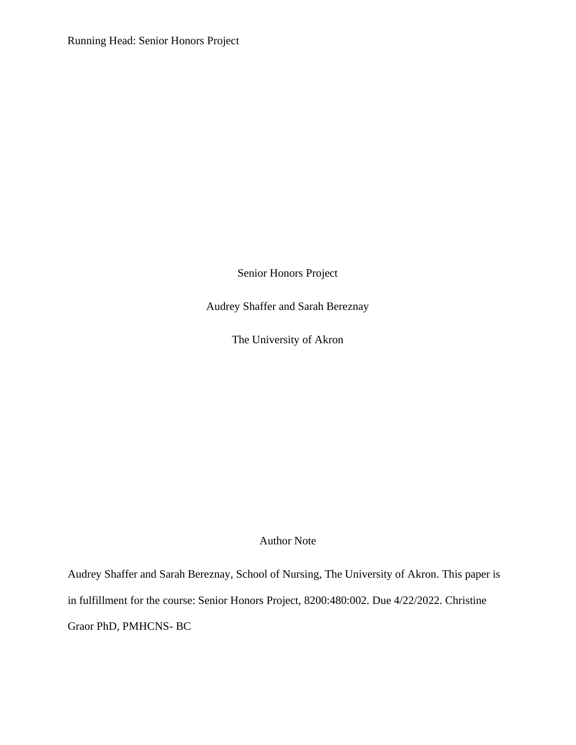Senior Honors Project

Audrey Shaffer and Sarah Bereznay

The University of Akron

Author Note

Audrey Shaffer and Sarah Bereznay, School of Nursing, The University of Akron. This paper is in fulfillment for the course: Senior Honors Project, 8200:480:002. Due 4/22/2022. Christine Graor PhD, PMHCNS- BC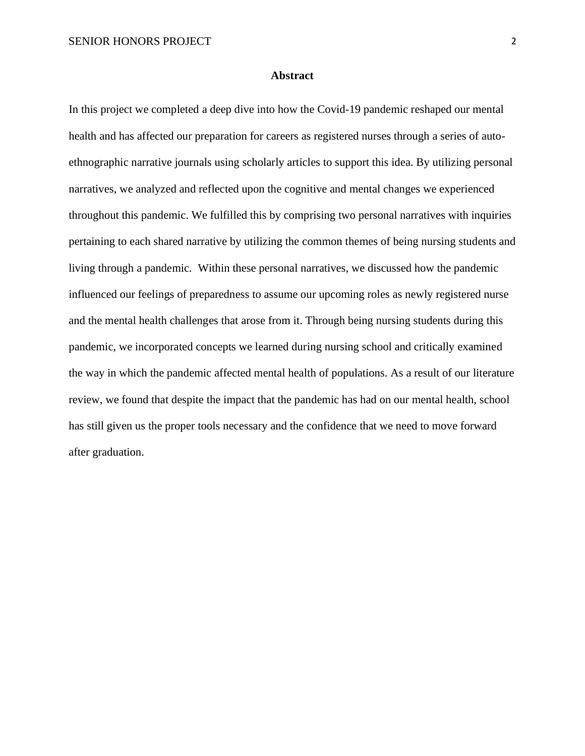# Abstract

In this project we completed a deep dive into how the Covid-19 pandemic reshaped our mental health and has affected our preparation for careers as registered nurses through a series of auto-ethnographic narrative journals using scholarly articles to support this idea. By utilizing personal narratives, we analyzed and reflected upon the cognitive and mental changes we experienced throughout this pandemic. We fulfilled this by comprising two personal narratives with inquiries pertaining to each shared narrative by utilizing the common themes of being nursing students and living through a pandemic. Within these personal narratives, we discussed how the pandemic influenced our feelings of preparedness to assume our upcoming roles as newly registered nurse and the mental health challenges that arose from it. Through being nursing students during this pandemic, we incorporated concepts we learned during nursing school and critically examined the way in which the pandemic affected mental health of populations. As a result of our literature review, we found that despite the impact that the pandemic has had on our mental health, school has still given us the proper tools necessary and the confidence that we need to move forward after graduation.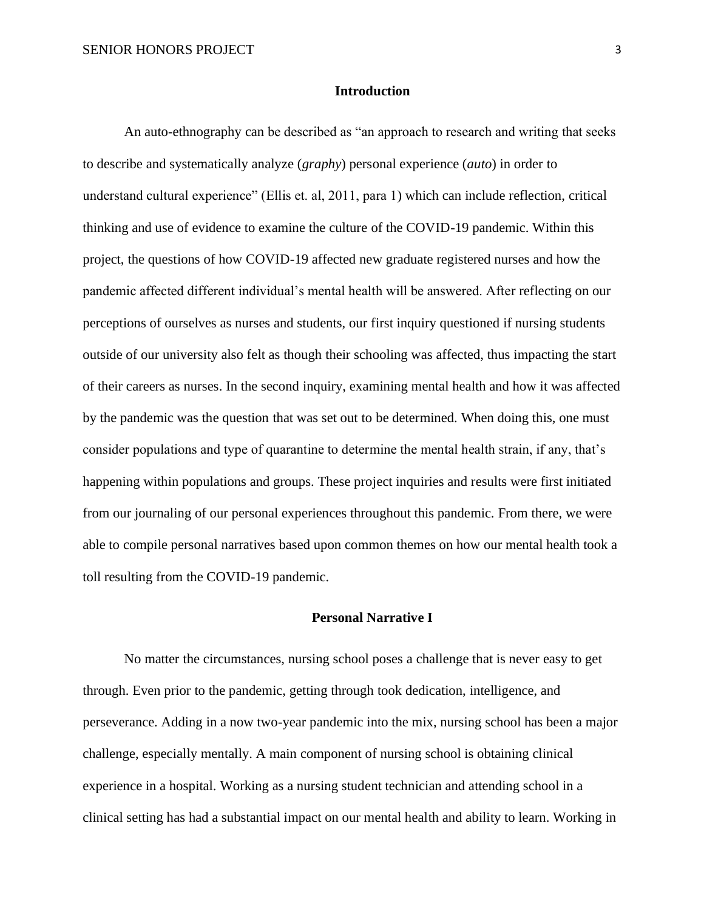## Introduction

An auto-ethnography can be described as "an approach to research and writing that seeks to describe and systematically analyze (*graphy*) personal experience (*auto*) in order to understand cultural experience" (Ellis et. al, 2011, para 1) which can include reflection, critical thinking and use of evidence to examine the culture of the COVID-19 pandemic. Within this project, the questions of how COVID-19 affected new graduate registered nurses and how the pandemic affected different individual's mental health will be answered. After reflecting on our perceptions of ourselves as nurses and students, our first inquiry questioned if nursing students outside of our university also felt as though their schooling was affected, thus impacting the start of their careers as nurses. In the second inquiry, examining mental health and how it was affected by the pandemic was the question that was set out to be determined. When doing this, one must consider populations and type of quarantine to determine the mental health strain, if any, that's happening within populations and groups. These project inquiries and results were first initiated from our journaling of our personal experiences throughout this pandemic. From there, we were able to compile personal narratives based upon common themes on how our mental health took a toll resulting from the COVID-19 pandemic.

## Personal Narrative I

No matter the circumstances, nursing school poses a challenge that is never easy to get through. Even prior to the pandemic, getting through took dedication, intelligence, and perseverance. Adding in a now two-year pandemic into the mix, nursing school has been a major challenge, especially mentally. A main component of nursing school is obtaining clinical experience in a hospital. Working as a nursing student technician and attending school in a clinical setting has had a substantial impact on our mental health and ability to learn. Working in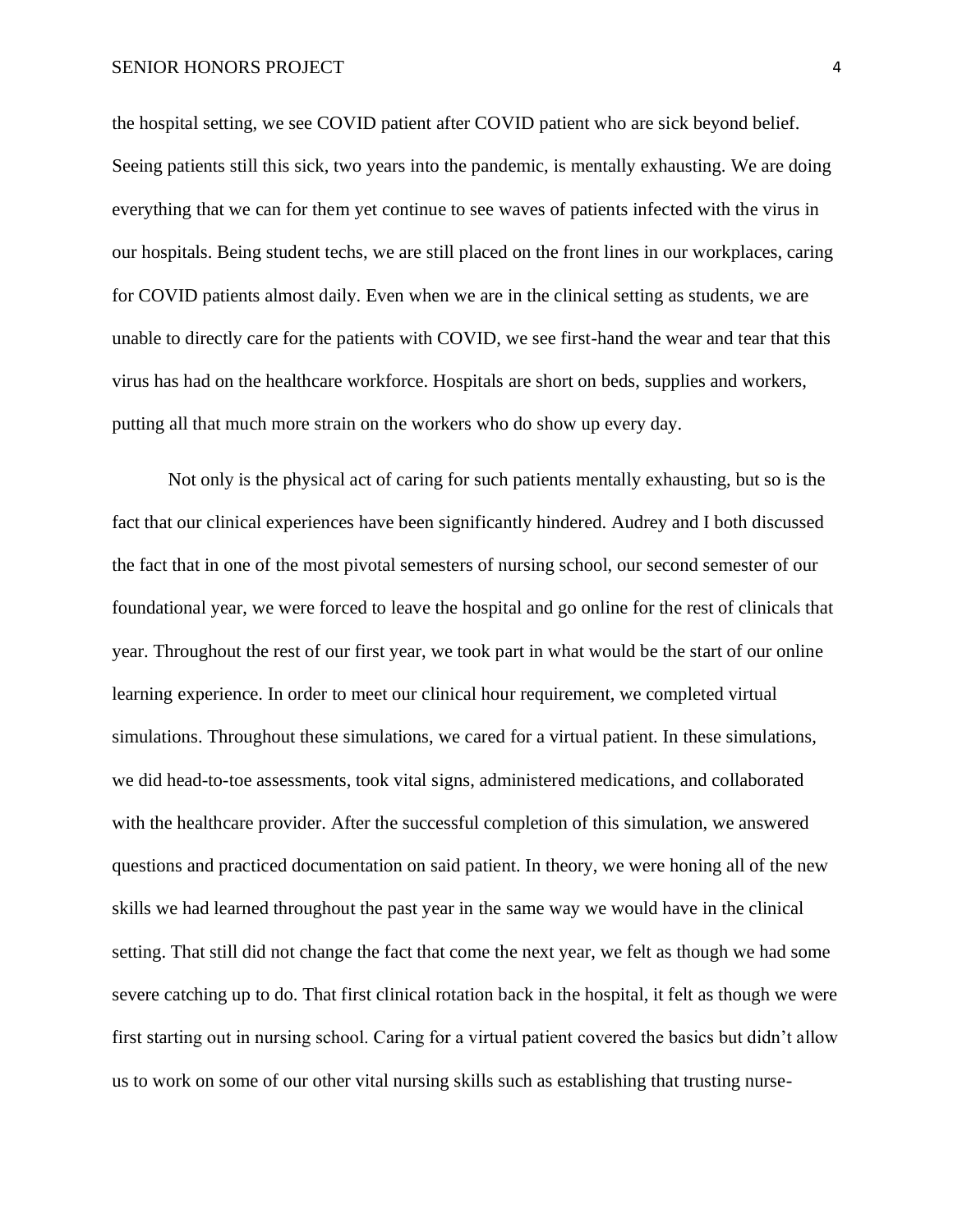the hospital setting, we see COVID patient after COVID patient who are sick beyond belief. Seeing patients still this sick, two years into the pandemic, is mentally exhausting. We are doing everything that we can for them yet continue to see waves of patients infected with the virus in our hospitals. Being student techs, we are still placed on the front lines in our workplaces, caring for COVID patients almost daily. Even when we are in the clinical setting as students, we are unable to directly care for the patients with COVID, we see first-hand the wear and tear that this virus has had on the healthcare workforce. Hospitals are short on beds, supplies and workers, putting all that much more strain on the workers who do show up every day.

Not only is the physical act of caring for such patients mentally exhausting, but so is the fact that our clinical experiences have been significantly hindered. Audrey and I both discussed the fact that in one of the most pivotal semesters of nursing school, our second semester of our foundational year, we were forced to leave the hospital and go online for the rest of clinicals that year. Throughout the rest of our first year, we took part in what would be the start of our online learning experience. In order to meet our clinical hour requirement, we completed virtual simulations. Throughout these simulations, we cared for a virtual patient. In these simulations, we did head-to-toe assessments, took vital signs, administered medications, and collaborated with the healthcare provider. After the successful completion of this simulation, we answered questions and practiced documentation on said patient. In theory, we were honing all of the new skills we had learned throughout the past year in the same way we would have in the clinical setting. That still did not change the fact that come the next year, we felt as though we had some severe catching up to do. That first clinical rotation back in the hospital, it felt as though we were first starting out in nursing school. Caring for a virtual patient covered the basics but didn't allow us to work on some of our other vital nursing skills such as establishing that trusting nurse-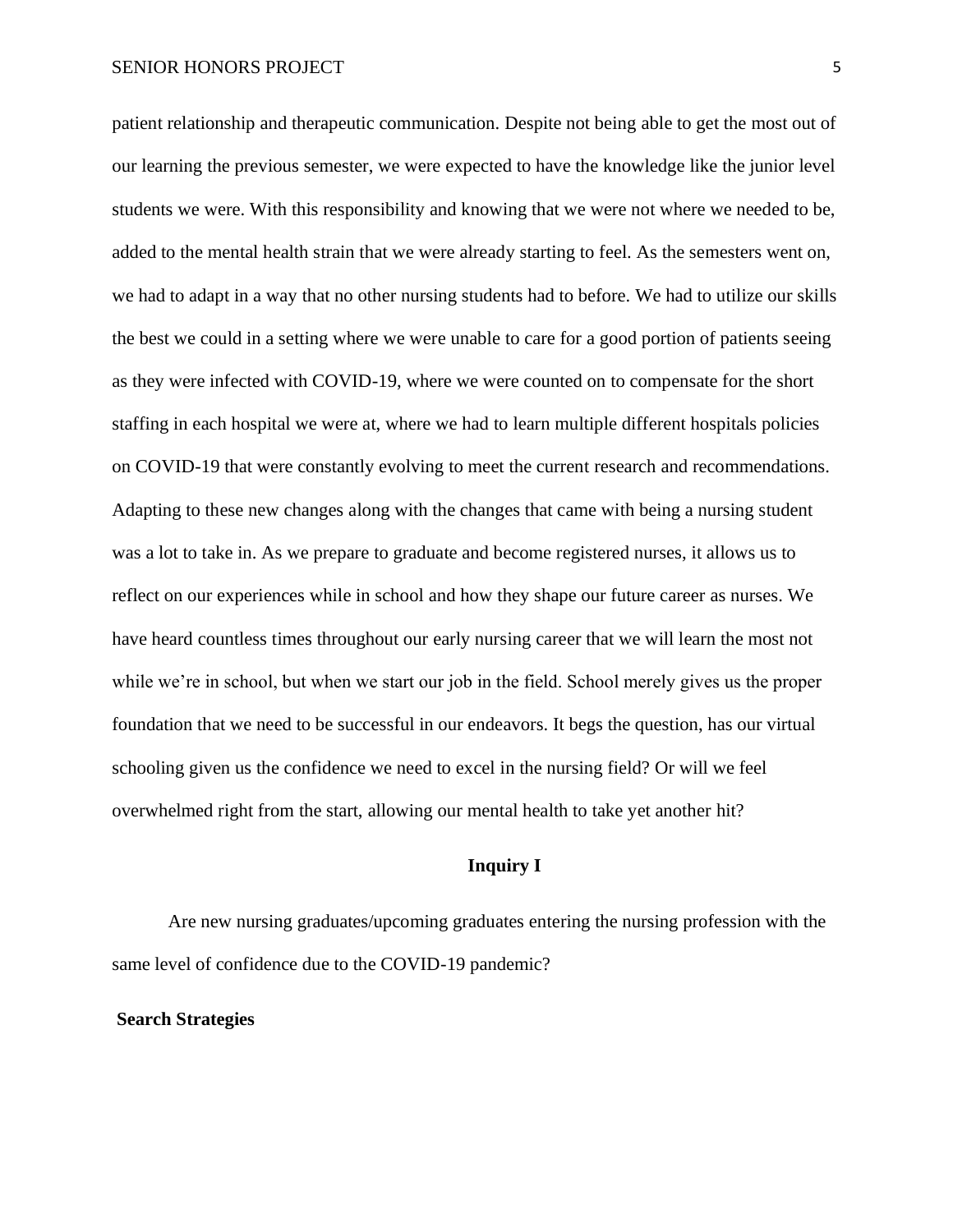patient relationship and therapeutic communication. Despite not being able to get the most out of our learning the previous semester, we were expected to have the knowledge like the junior level students we were. With this responsibility and knowing that we were not where we needed to be, added to the mental health strain that we were already starting to feel. As the semesters went on, we had to adapt in a way that no other nursing students had to before. We had to utilize our skills the best we could in a setting where we were unable to care for a good portion of patients seeing as they were infected with COVID-19, where we were counted on to compensate for the short staffing in each hospital we were at, where we had to learn multiple different hospitals policies on COVID-19 that were constantly evolving to meet the current research and recommendations. Adapting to these new changes along with the changes that came with being a nursing student was a lot to take in. As we prepare to graduate and become registered nurses, it allows us to reflect on our experiences while in school and how they shape our future career as nurses. We have heard countless times throughout our early nursing career that we will learn the most not while we're in school, but when we start our job in the field. School merely gives us the proper foundation that we need to be successful in our endeavors. It begs the question, has our virtual schooling given us the confidence we need to excel in the nursing field? Or will we feel overwhelmed right from the start, allowing our mental health to take yet another hit?

## Inquiry I

Are new nursing graduates/upcoming graduates entering the nursing profession with the same level of confidence due to the COVID-19 pandemic?

### Search Strategies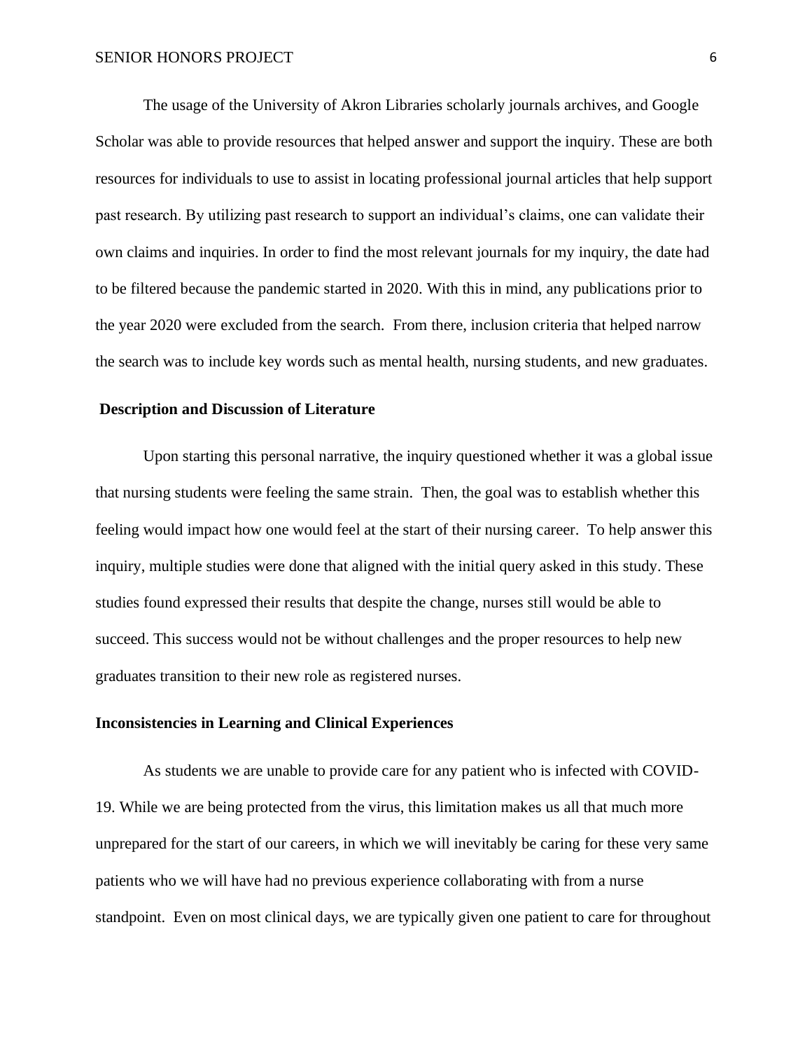The usage of the University of Akron Libraries scholarly journals archives, and Google Scholar was able to provide resources that helped answer and support the inquiry. These are both resources for individuals to use to assist in locating professional journal articles that help support past research. By utilizing past research to support an individual's claims, one can validate their own claims and inquiries. In order to find the most relevant journals for my inquiry, the date had to be filtered because the pandemic started in 2020. With this in mind, any publications prior to the year 2020 were excluded from the search. From there, inclusion criteria that helped narrow the search was to include key words such as mental health, nursing students, and new graduates.

**Description and Discussion of Literature**

Upon starting this personal narrative, the inquiry questioned whether it was a global issue that nursing students were feeling the same strain. Then, the goal was to establish whether this feeling would impact how one would feel at the start of their nursing career. To help answer this inquiry, multiple studies were done that aligned with the initial query asked in this study. These studies found expressed their results that despite the change, nurses still would be able to succeed. This success would not be without challenges and the proper resources to help new graduates transition to their new role as registered nurses.

**Inconsistencies in Learning and Clinical Experiences**

As students we are unable to provide care for any patient who is infected with COVID-19. While we are being protected from the virus, this limitation makes us all that much more unprepared for the start of our careers, in which we will inevitably be caring for these very same patients who we will have had no previous experience collaborating with from a nurse standpoint. Even on most clinical days, we are typically given one patient to care for throughout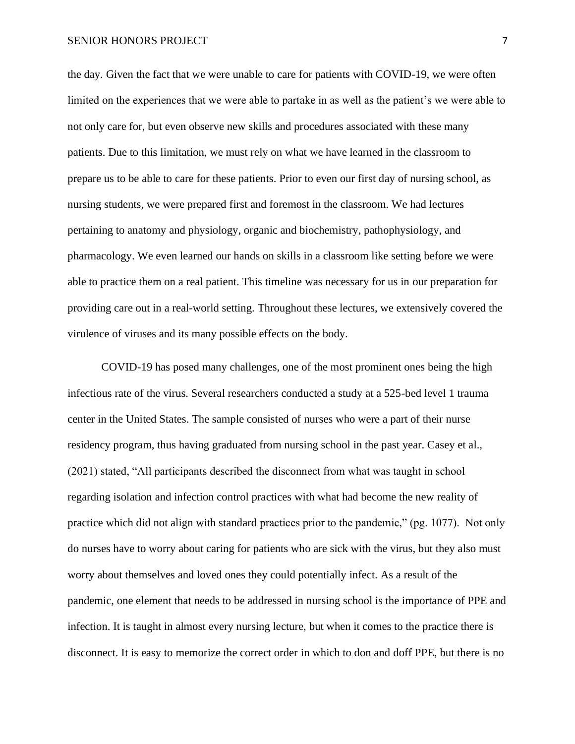the day. Given the fact that we were unable to care for patients with COVID-19, we were often limited on the experiences that we were able to partake in as well as the patient's we were able to not only care for, but even observe new skills and procedures associated with these many patients. Due to this limitation, we must rely on what we have learned in the classroom to prepare us to be able to care for these patients. Prior to even our first day of nursing school, as nursing students, we were prepared first and foremost in the classroom. We had lectures pertaining to anatomy and physiology, organic and biochemistry, pathophysiology, and pharmacology. We even learned our hands on skills in a classroom like setting before we were able to practice them on a real patient. This timeline was necessary for us in our preparation for providing care out in a real-world setting. Throughout these lectures, we extensively covered the virulence of viruses and its many possible effects on the body.

COVID-19 has posed many challenges, one of the most prominent ones being the high infectious rate of the virus. Several researchers conducted a study at a 525-bed level 1 trauma center in the United States. The sample consisted of nurses who were a part of their nurse residency program, thus having graduated from nursing school in the past year. Casey et al., (2021) stated, "All participants described the disconnect from what was taught in school regarding isolation and infection control practices with what had become the new reality of practice which did not align with standard practices prior to the pandemic," (pg. 1077). Not only do nurses have to worry about caring for patients who are sick with the virus, but they also must worry about themselves and loved ones they could potentially infect. As a result of the pandemic, one element that needs to be addressed in nursing school is the importance of PPE and infection. It is taught in almost every nursing lecture, but when it comes to the practice there is disconnect. It is easy to memorize the correct order in which to don and doff PPE, but there is no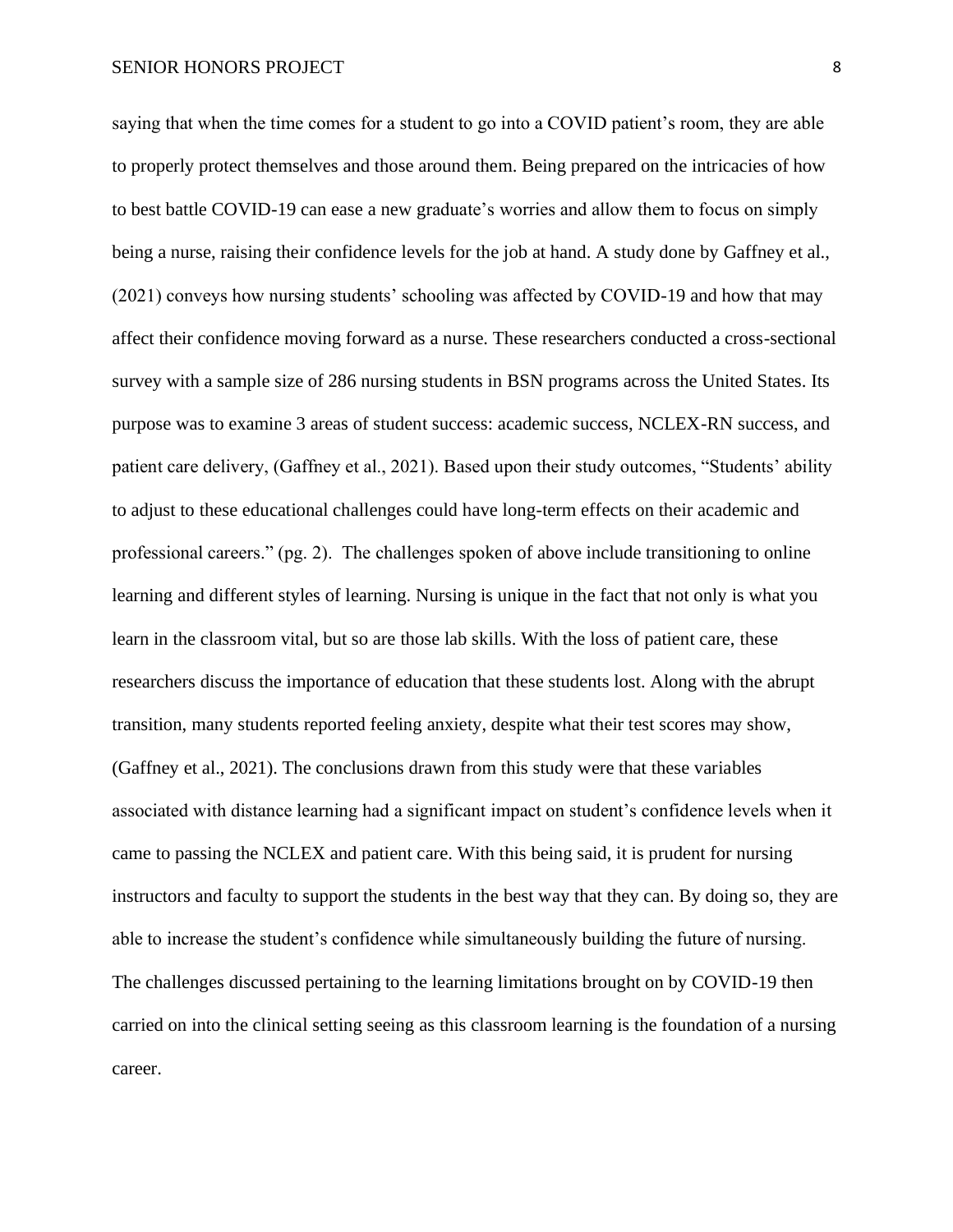saying that when the time comes for a student to go into a COVID patient's room, they are able to properly protect themselves and those around them. Being prepared on the intricacies of how to best battle COVID-19 can ease a new graduate's worries and allow them to focus on simply being a nurse, raising their confidence levels for the job at hand. A study done by Gaffney et al., (2021) conveys how nursing students' schooling was affected by COVID-19 and how that may affect their confidence moving forward as a nurse. These researchers conducted a cross-sectional survey with a sample size of 286 nursing students in BSN programs across the United States. Its purpose was to examine 3 areas of student success: academic success, NCLEX-RN success, and patient care delivery, (Gaffney et al., 2021). Based upon their study outcomes, "Students' ability to adjust to these educational challenges could have long-term effects on their academic and professional careers." (pg. 2). The challenges spoken of above include transitioning to online learning and different styles of learning. Nursing is unique in the fact that not only is what you learn in the classroom vital, but so are those lab skills. With the loss of patient care, these researchers discuss the importance of education that these students lost. Along with the abrupt transition, many students reported feeling anxiety, despite what their test scores may show, (Gaffney et al., 2021). The conclusions drawn from this study were that these variables associated with distance learning had a significant impact on student's confidence levels when it came to passing the NCLEX and patient care. With this being said, it is prudent for nursing instructors and faculty to support the students in the best way that they can. By doing so, they are able to increase the student's confidence while simultaneously building the future of nursing. The challenges discussed pertaining to the learning limitations brought on by COVID-19 then carried on into the clinical setting seeing as this classroom learning is the foundation of a nursing career.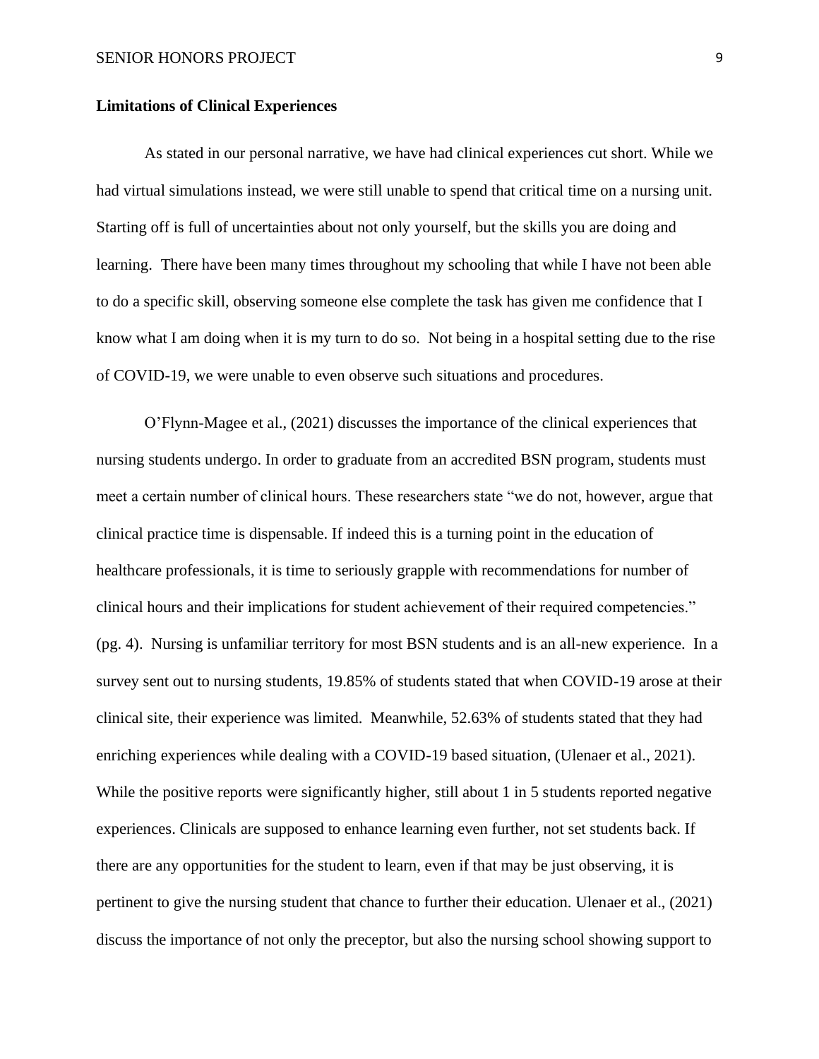**Limitations of Clinical Experiences**

As stated in our personal narrative, we have had clinical experiences cut short. While we had virtual simulations instead, we were still unable to spend that critical time on a nursing unit. Starting off is full of uncertainties about not only yourself, but the skills you are doing and learning. There have been many times throughout my schooling that while I have not been able to do a specific skill, observing someone else complete the task has given me confidence that I know what I am doing when it is my turn to do so. Not being in a hospital setting due to the rise of COVID-19, we were unable to even observe such situations and procedures.

O'Flynn-Magee et al., (2021) discusses the importance of the clinical experiences that nursing students undergo. In order to graduate from an accredited BSN program, students must meet a certain number of clinical hours. These researchers state "we do not, however, argue that clinical practice time is dispensable. If indeed this is a turning point in the education of healthcare professionals, it is time to seriously grapple with recommendations for number of clinical hours and their implications for student achievement of their required competencies." (pg. 4). Nursing is unfamiliar territory for most BSN students and is an all-new experience. In a survey sent out to nursing students, 19.85% of students stated that when COVID-19 arose at their clinical site, their experience was limited. Meanwhile, 52.63% of students stated that they had enriching experiences while dealing with a COVID-19 based situation, (Ulenaer et al., 2021). While the positive reports were significantly higher, still about 1 in 5 students reported negative experiences. Clinicals are supposed to enhance learning even further, not set students back. If there are any opportunities for the student to learn, even if that may be just observing, it is pertinent to give the nursing student that chance to further their education. Ulenaer et al., (2021) discuss the importance of not only the preceptor, but also the nursing school showing support to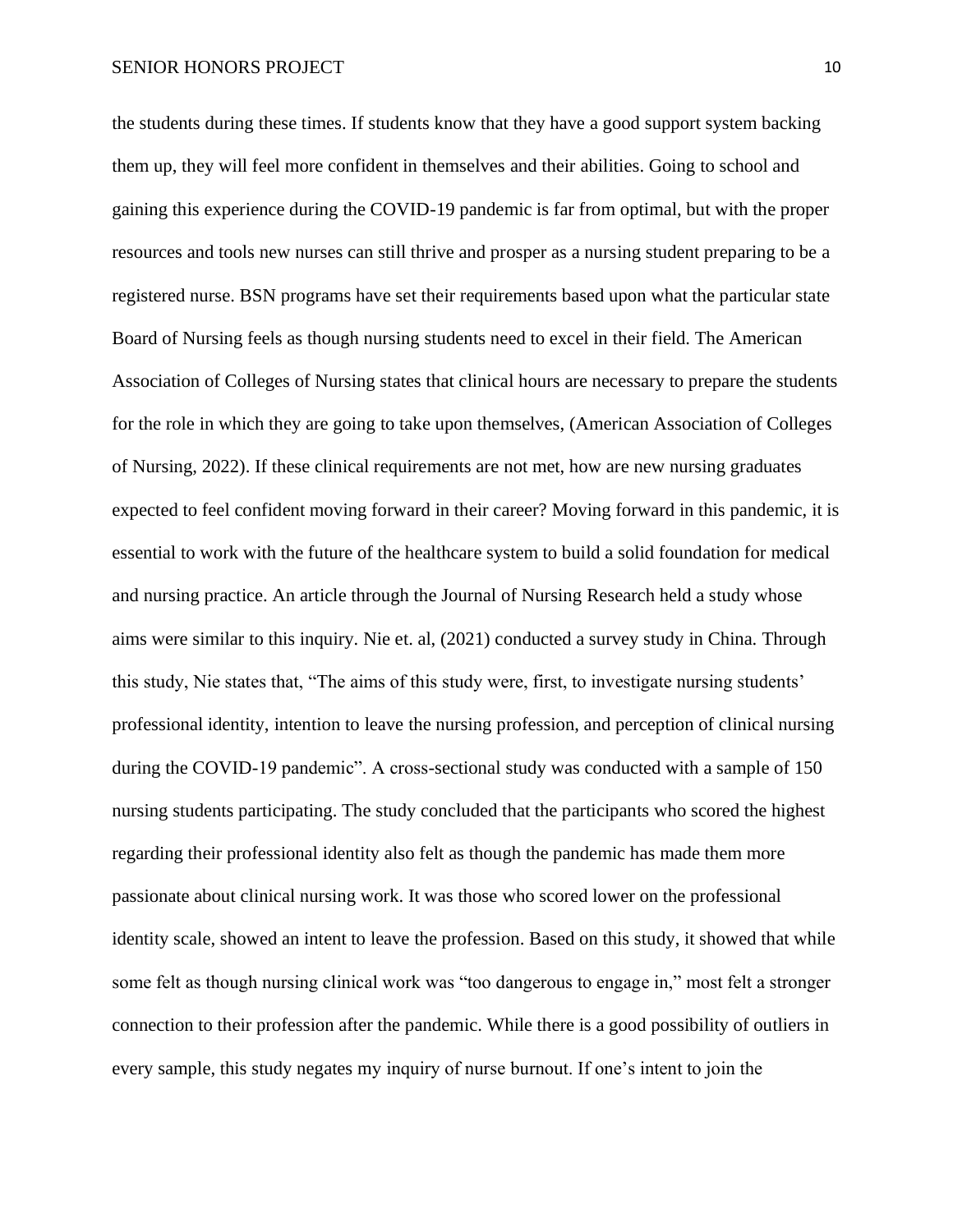the students during these times. If students know that they have a good support system backing them up, they will feel more confident in themselves and their abilities. Going to school and gaining this experience during the COVID-19 pandemic is far from optimal, but with the proper resources and tools new nurses can still thrive and prosper as a nursing student preparing to be a registered nurse. BSN programs have set their requirements based upon what the particular state Board of Nursing feels as though nursing students need to excel in their field. The American Association of Colleges of Nursing states that clinical hours are necessary to prepare the students for the role in which they are going to take upon themselves, (American Association of Colleges of Nursing, 2022). If these clinical requirements are not met, how are new nursing graduates expected to feel confident moving forward in their career? Moving forward in this pandemic, it is essential to work with the future of the healthcare system to build a solid foundation for medical and nursing practice. An article through the Journal of Nursing Research held a study whose aims were similar to this inquiry. Nie et. al, (2021) conducted a survey study in China. Through this study, Nie states that, "The aims of this study were, first, to investigate nursing students' professional identity, intention to leave the nursing profession, and perception of clinical nursing during the COVID-19 pandemic". A cross-sectional study was conducted with a sample of 150 nursing students participating. The study concluded that the participants who scored the highest regarding their professional identity also felt as though the pandemic has made them more passionate about clinical nursing work. It was those who scored lower on the professional identity scale, showed an intent to leave the profession. Based on this study, it showed that while some felt as though nursing clinical work was "too dangerous to engage in," most felt a stronger connection to their profession after the pandemic. While there is a good possibility of outliers in every sample, this study negates my inquiry of nurse burnout. If one's intent to join the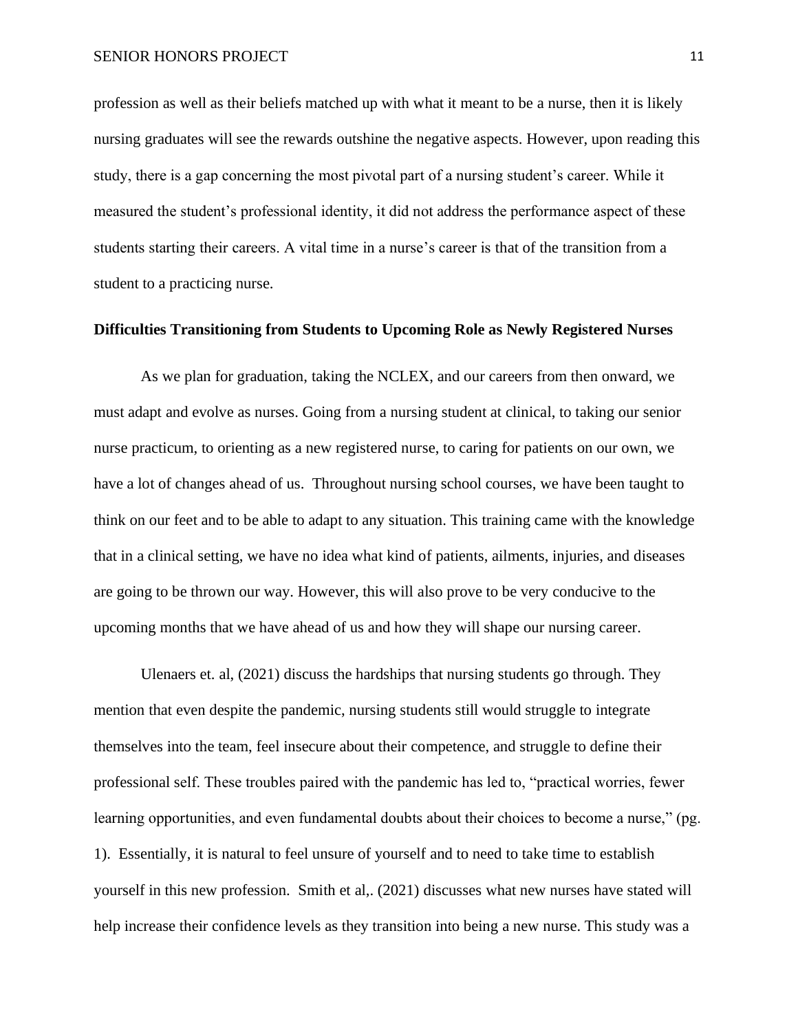profession as well as their beliefs matched up with what it meant to be a nurse, then it is likely nursing graduates will see the rewards outshine the negative aspects. However, upon reading this study, there is a gap concerning the most pivotal part of a nursing student's career. While it measured the student's professional identity, it did not address the performance aspect of these students starting their careers. A vital time in a nurse's career is that of the transition from a student to a practicing nurse.

**Difficulties Transitioning from Students to Upcoming Role as Newly Registered Nurses**

As we plan for graduation, taking the NCLEX, and our careers from then onward, we must adapt and evolve as nurses. Going from a nursing student at clinical, to taking our senior nurse practicum, to orienting as a new registered nurse, to caring for patients on our own, we have a lot of changes ahead of us. Throughout nursing school courses, we have been taught to think on our feet and to be able to adapt to any situation. This training came with the knowledge that in a clinical setting, we have no idea what kind of patients, ailments, injuries, and diseases are going to be thrown our way. However, this will also prove to be very conducive to the upcoming months that we have ahead of us and how they will shape our nursing career.

Ulenaers et. al, (2021) discuss the hardships that nursing students go through. They mention that even despite the pandemic, nursing students still would struggle to integrate themselves into the team, feel insecure about their competence, and struggle to define their professional self. These troubles paired with the pandemic has led to, "practical worries, fewer learning opportunities, and even fundamental doubts about their choices to become a nurse," (pg. 1). Essentially, it is natural to feel unsure of yourself and to need to take time to establish yourself in this new profession. Smith et al,. (2021) discusses what new nurses have stated will help increase their confidence levels as they transition into being a new nurse. This study was a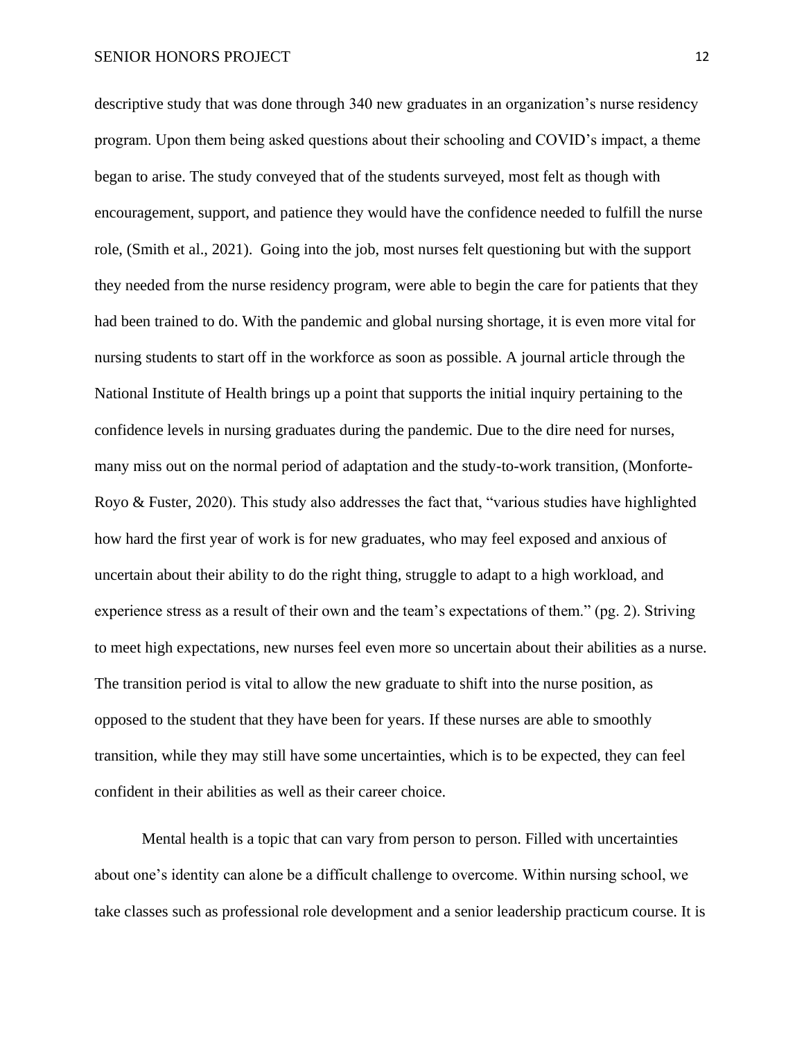descriptive study that was done through 340 new graduates in an organization's nurse residency program. Upon them being asked questions about their schooling and COVID's impact, a theme began to arise. The study conveyed that of the students surveyed, most felt as though with encouragement, support, and patience they would have the confidence needed to fulfill the nurse role, (Smith et al., 2021). Going into the job, most nurses felt questioning but with the support they needed from the nurse residency program, were able to begin the care for patients that they had been trained to do. With the pandemic and global nursing shortage, it is even more vital for nursing students to start off in the workforce as soon as possible. A journal article through the National Institute of Health brings up a point that supports the initial inquiry pertaining to the confidence levels in nursing graduates during the pandemic. Due to the dire need for nurses, many miss out on the normal period of adaptation and the study-to-work transition, (Monforte-Royo & Fuster, 2020). This study also addresses the fact that, "various studies have highlighted how hard the first year of work is for new graduates, who may feel exposed and anxious of uncertain about their ability to do the right thing, struggle to adapt to a high workload, and experience stress as a result of their own and the team's expectations of them." (pg. 2). Striving to meet high expectations, new nurses feel even more so uncertain about their abilities as a nurse. The transition period is vital to allow the new graduate to shift into the nurse position, as opposed to the student that they have been for years. If these nurses are able to smoothly transition, while they may still have some uncertainties, which is to be expected, they can feel confident in their abilities as well as their career choice.

Mental health is a topic that can vary from person to person. Filled with uncertainties about one's identity can alone be a difficult challenge to overcome. Within nursing school, we take classes such as professional role development and a senior leadership practicum course. It is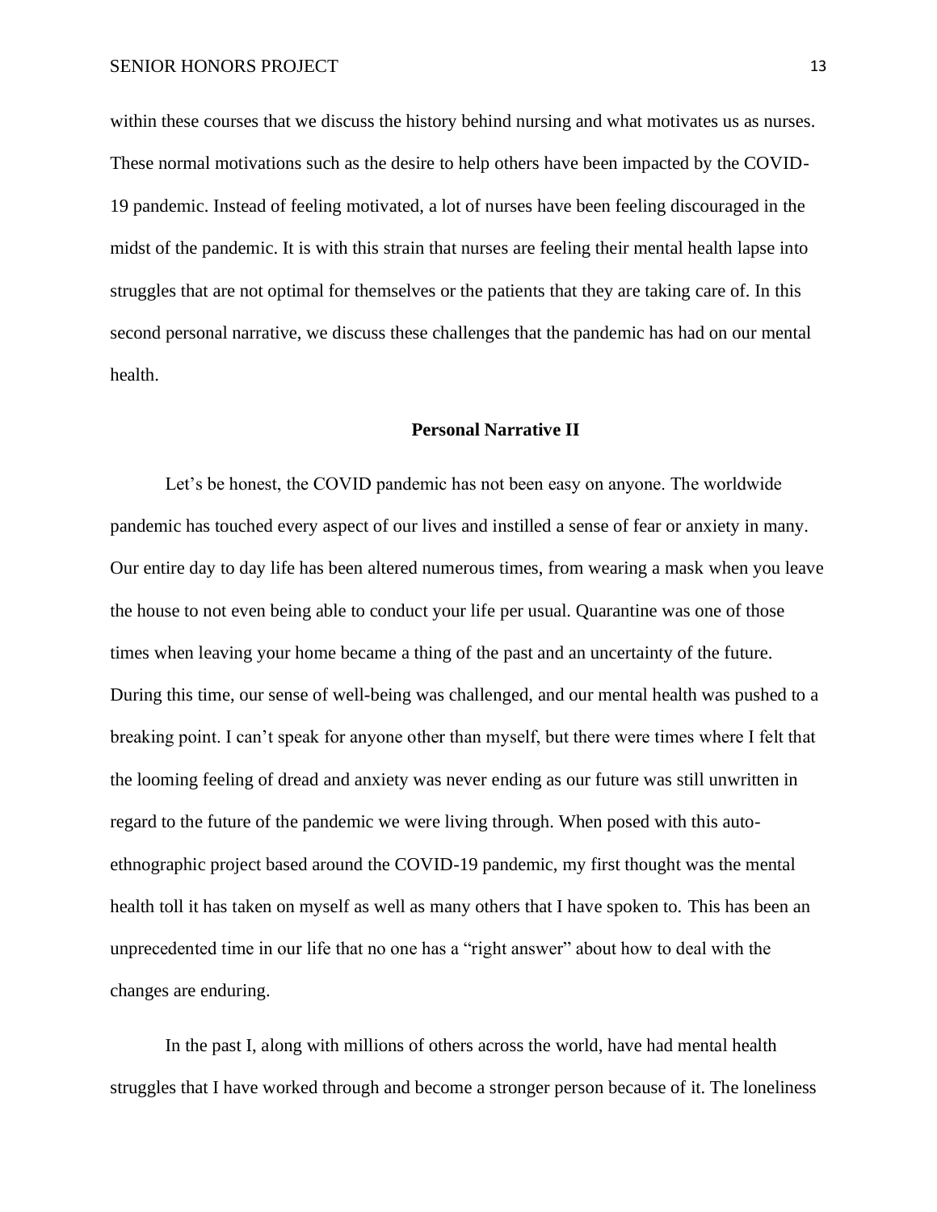within these courses that we discuss the history behind nursing and what motivates us as nurses. These normal motivations such as the desire to help others have been impacted by the COVID-19 pandemic. Instead of feeling motivated, a lot of nurses have been feeling discouraged in the midst of the pandemic. It is with this strain that nurses are feeling their mental health lapse into struggles that are not optimal for themselves or the patients that they are taking care of. In this second personal narrative, we discuss these challenges that the pandemic has had on our mental health.

## Personal Narrative II

Let's be honest, the COVID pandemic has not been easy on anyone. The worldwide pandemic has touched every aspect of our lives and instilled a sense of fear or anxiety in many. Our entire day to day life has been altered numerous times, from wearing a mask when you leave the house to not even being able to conduct your life per usual. Quarantine was one of those times when leaving your home became a thing of the past and an uncertainty of the future. During this time, our sense of well-being was challenged, and our mental health was pushed to a breaking point. I can't speak for anyone other than myself, but there were times where I felt that the looming feeling of dread and anxiety was never ending as our future was still unwritten in regard to the future of the pandemic we were living through. When posed with this auto-ethnographic project based around the COVID-19 pandemic, my first thought was the mental health toll it has taken on myself as well as many others that I have spoken to. This has been an unprecedented time in our life that no one has a "right answer" about how to deal with the changes are enduring.

In the past I, along with millions of others across the world, have had mental health struggles that I have worked through and become a stronger person because of it. The loneliness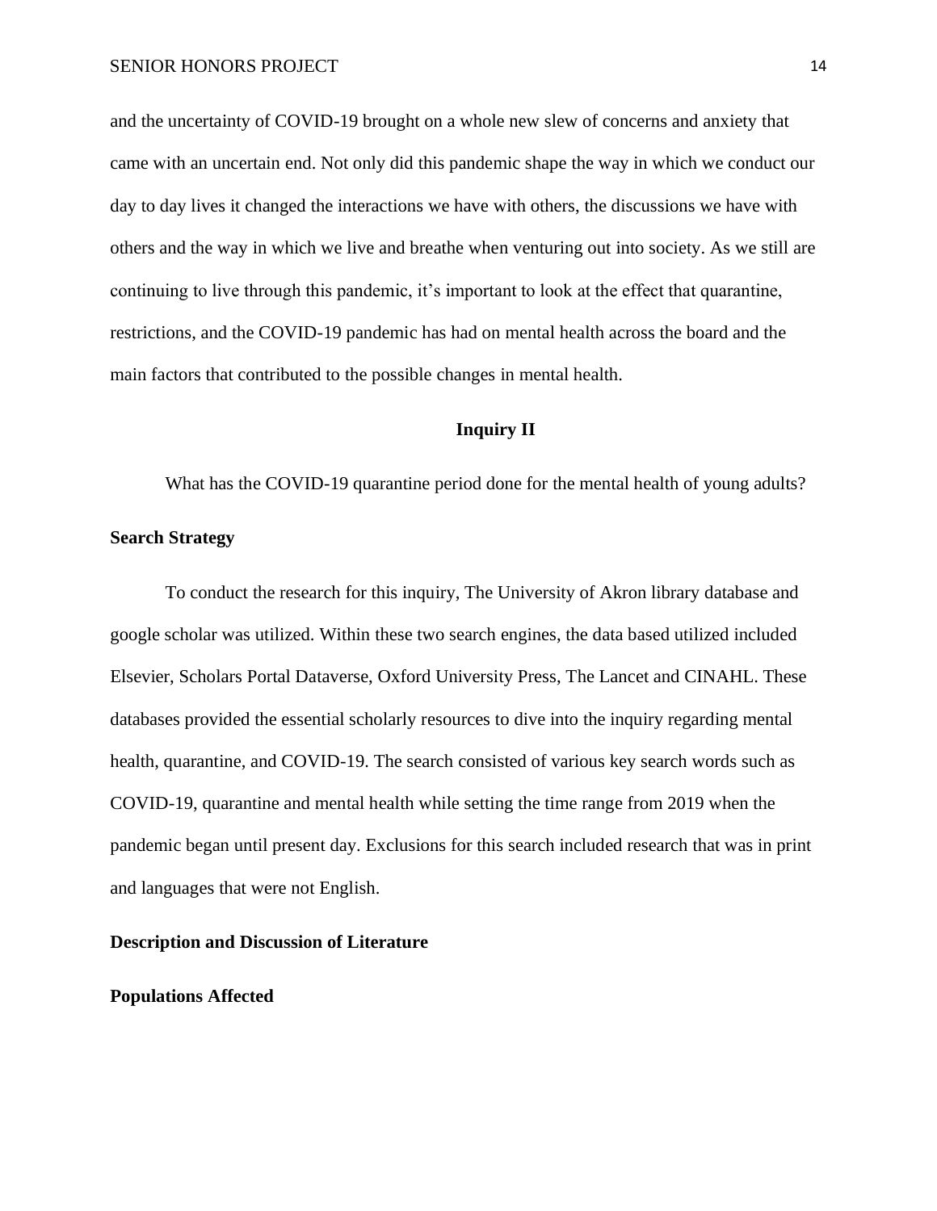and the uncertainty of COVID-19 brought on a whole new slew of concerns and anxiety that came with an uncertain end. Not only did this pandemic shape the way in which we conduct our day to day lives it changed the interactions we have with others, the discussions we have with others and the way in which we live and breathe when venturing out into society. As we still are continuing to live through this pandemic, it's important to look at the effect that quarantine, restrictions, and the COVID-19 pandemic has had on mental health across the board and the main factors that contributed to the possible changes in mental health.

## Inquiry II

What has the COVID-19 quarantine period done for the mental health of young adults?

### Search Strategy

To conduct the research for this inquiry, The University of Akron library database and google scholar was utilized. Within these two search engines, the data based utilized included Elsevier, Scholars Portal Dataverse, Oxford University Press, The Lancet and CINAHL. These databases provided the essential scholarly resources to dive into the inquiry regarding mental health, quarantine, and COVID-19. The search consisted of various key search words such as COVID-19, quarantine and mental health while setting the time range from 2019 when the pandemic began until present day. Exclusions for this search included research that was in print and languages that were not English.

### Description and Discussion of Literature

### Populations Affected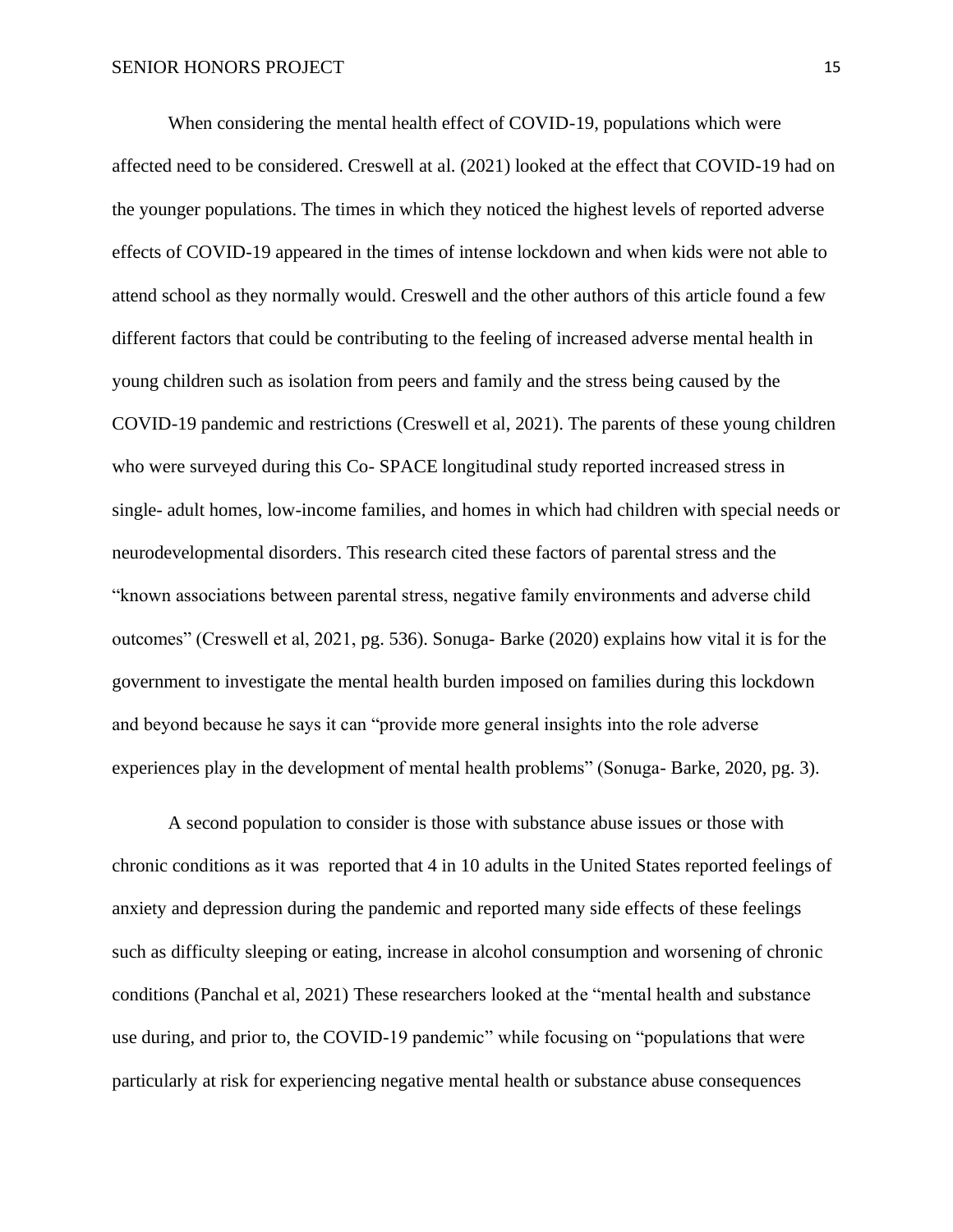When considering the mental health effect of COVID-19, populations which were affected need to be considered. Creswell at al. (2021) looked at the effect that COVID-19 had on the younger populations. The times in which they noticed the highest levels of reported adverse effects of COVID-19 appeared in the times of intense lockdown and when kids were not able to attend school as they normally would. Creswell and the other authors of this article found a few different factors that could be contributing to the feeling of increased adverse mental health in young children such as isolation from peers and family and the stress being caused by the COVID-19 pandemic and restrictions (Creswell et al, 2021). The parents of these young children who were surveyed during this Co- SPACE longitudinal study reported increased stress in single- adult homes, low-income families, and homes in which had children with special needs or neurodevelopmental disorders. This research cited these factors of parental stress and the "known associations between parental stress, negative family environments and adverse child outcomes" (Creswell et al, 2021, pg. 536). Sonuga- Barke (2020) explains how vital it is for the government to investigate the mental health burden imposed on families during this lockdown and beyond because he says it can "provide more general insights into the role adverse experiences play in the development of mental health problems" (Sonuga- Barke, 2020, pg. 3).

A second population to consider is those with substance abuse issues or those with chronic conditions as it was  reported that 4 in 10 adults in the United States reported feelings of anxiety and depression during the pandemic and reported many side effects of these feelings such as difficulty sleeping or eating, increase in alcohol consumption and worsening of chronic conditions (Panchal et al, 2021) These researchers looked at the "mental health and substance use during, and prior to, the COVID-19 pandemic" while focusing on "populations that were particularly at risk for experiencing negative mental health or substance abuse consequences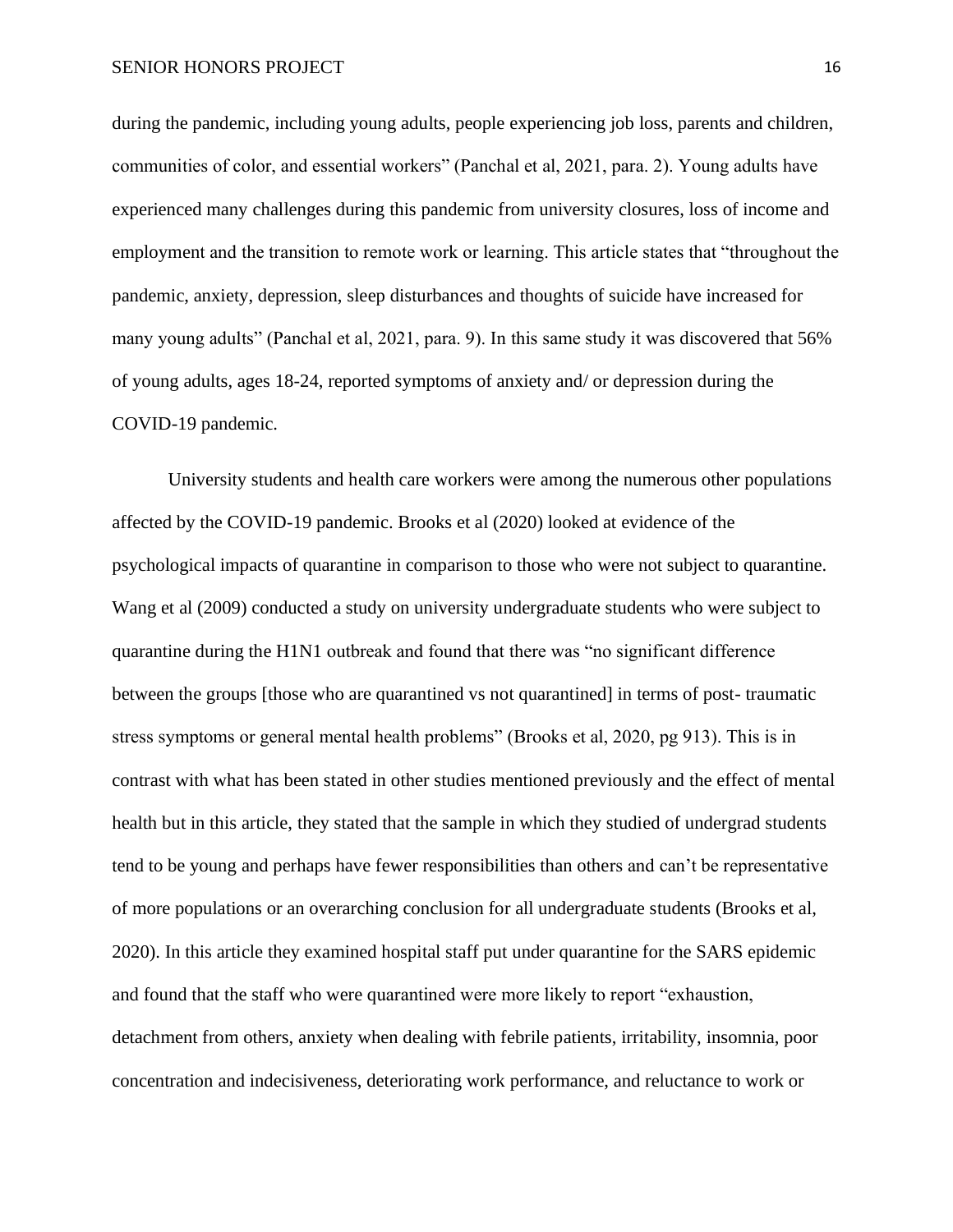during the pandemic, including young adults, people experiencing job loss, parents and children, communities of color, and essential workers" (Panchal et al, 2021, para. 2). Young adults have experienced many challenges during this pandemic from university closures, loss of income and employment and the transition to remote work or learning. This article states that "throughout the pandemic, anxiety, depression, sleep disturbances and thoughts of suicide have increased for many young adults" (Panchal et al, 2021, para. 9). In this same study it was discovered that 56% of young adults, ages 18-24, reported symptoms of anxiety and/ or depression during the COVID-19 pandemic.

University students and health care workers were among the numerous other populations affected by the COVID-19 pandemic. Brooks et al (2020) looked at evidence of the psychological impacts of quarantine in comparison to those who were not subject to quarantine. Wang et al (2009) conducted a study on university undergraduate students who were subject to quarantine during the H1N1 outbreak and found that there was "no significant difference between the groups [those who are quarantined vs not quarantined] in terms of post- traumatic stress symptoms or general mental health problems" (Brooks et al, 2020, pg 913). This is in contrast with what has been stated in other studies mentioned previously and the effect of mental health but in this article, they stated that the sample in which they studied of undergrad students tend to be young and perhaps have fewer responsibilities than others and can't be representative of more populations or an overarching conclusion for all undergraduate students (Brooks et al, 2020). In this article they examined hospital staff put under quarantine for the SARS epidemic and found that the staff who were quarantined were more likely to report "exhaustion, detachment from others, anxiety when dealing with febrile patients, irritability, insomnia, poor concentration and indecisiveness, deteriorating work performance, and reluctance to work or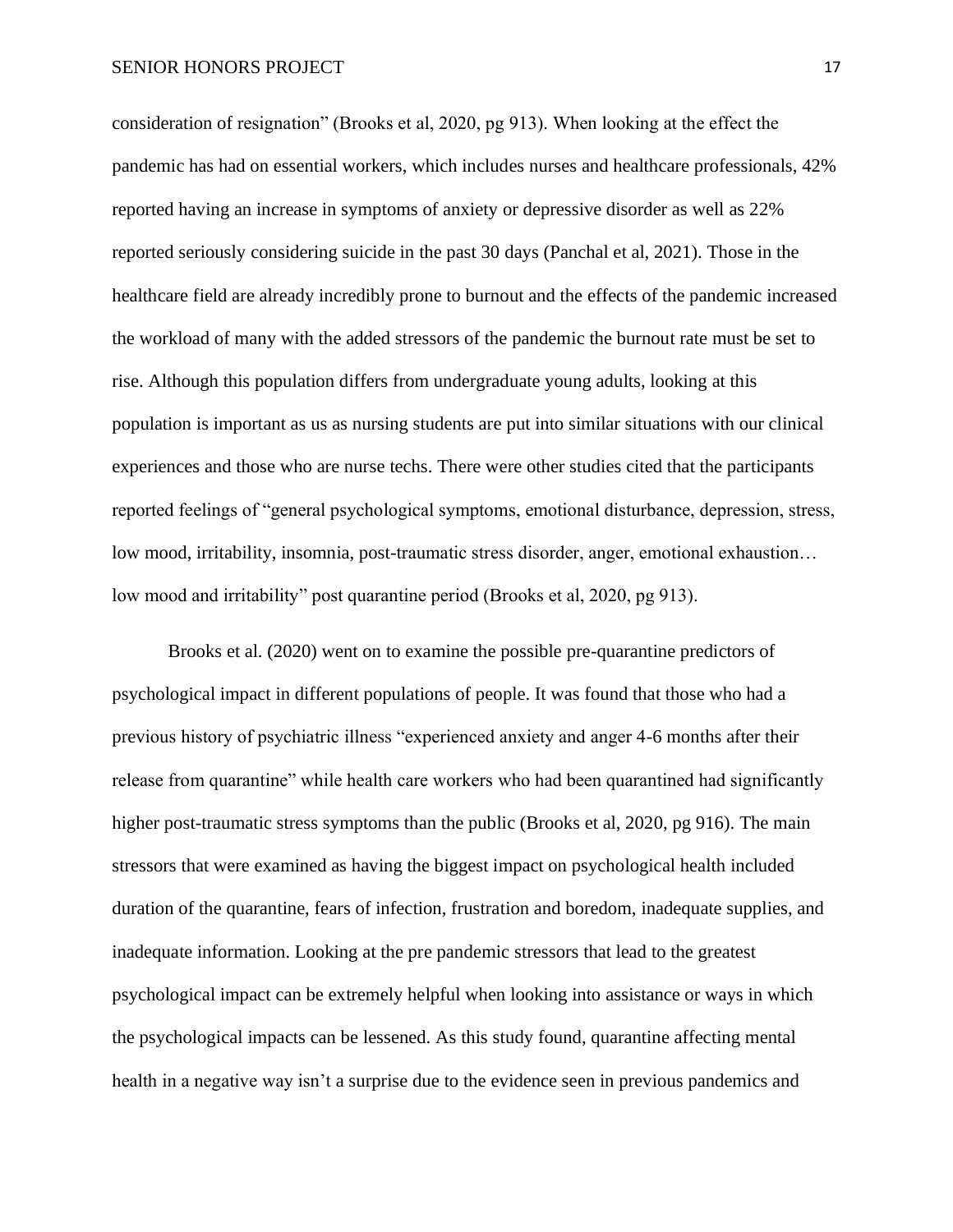consideration of resignation" (Brooks et al, 2020, pg 913). When looking at the effect the pandemic has had on essential workers, which includes nurses and healthcare professionals, 42% reported having an increase in symptoms of anxiety or depressive disorder as well as 22% reported seriously considering suicide in the past 30 days (Panchal et al, 2021). Those in the healthcare field are already incredibly prone to burnout and the effects of the pandemic increased the workload of many with the added stressors of the pandemic the burnout rate must be set to rise. Although this population differs from undergraduate young adults, looking at this population is important as us as nursing students are put into similar situations with our clinical experiences and those who are nurse techs. There were other studies cited that the participants reported feelings of "general psychological symptoms, emotional disturbance, depression, stress, low mood, irritability, insomnia, post-traumatic stress disorder, anger, emotional exhaustion… low mood and irritability" post quarantine period (Brooks et al, 2020, pg 913).

Brooks et al. (2020) went on to examine the possible pre-quarantine predictors of psychological impact in different populations of people. It was found that those who had a previous history of psychiatric illness "experienced anxiety and anger 4-6 months after their release from quarantine" while health care workers who had been quarantined had significantly higher post-traumatic stress symptoms than the public (Brooks et al, 2020, pg 916). The main stressors that were examined as having the biggest impact on psychological health included duration of the quarantine, fears of infection, frustration and boredom, inadequate supplies, and inadequate information. Looking at the pre pandemic stressors that lead to the greatest psychological impact can be extremely helpful when looking into assistance or ways in which the psychological impacts can be lessened. As this study found, quarantine affecting mental health in a negative way isn't a surprise due to the evidence seen in previous pandemics and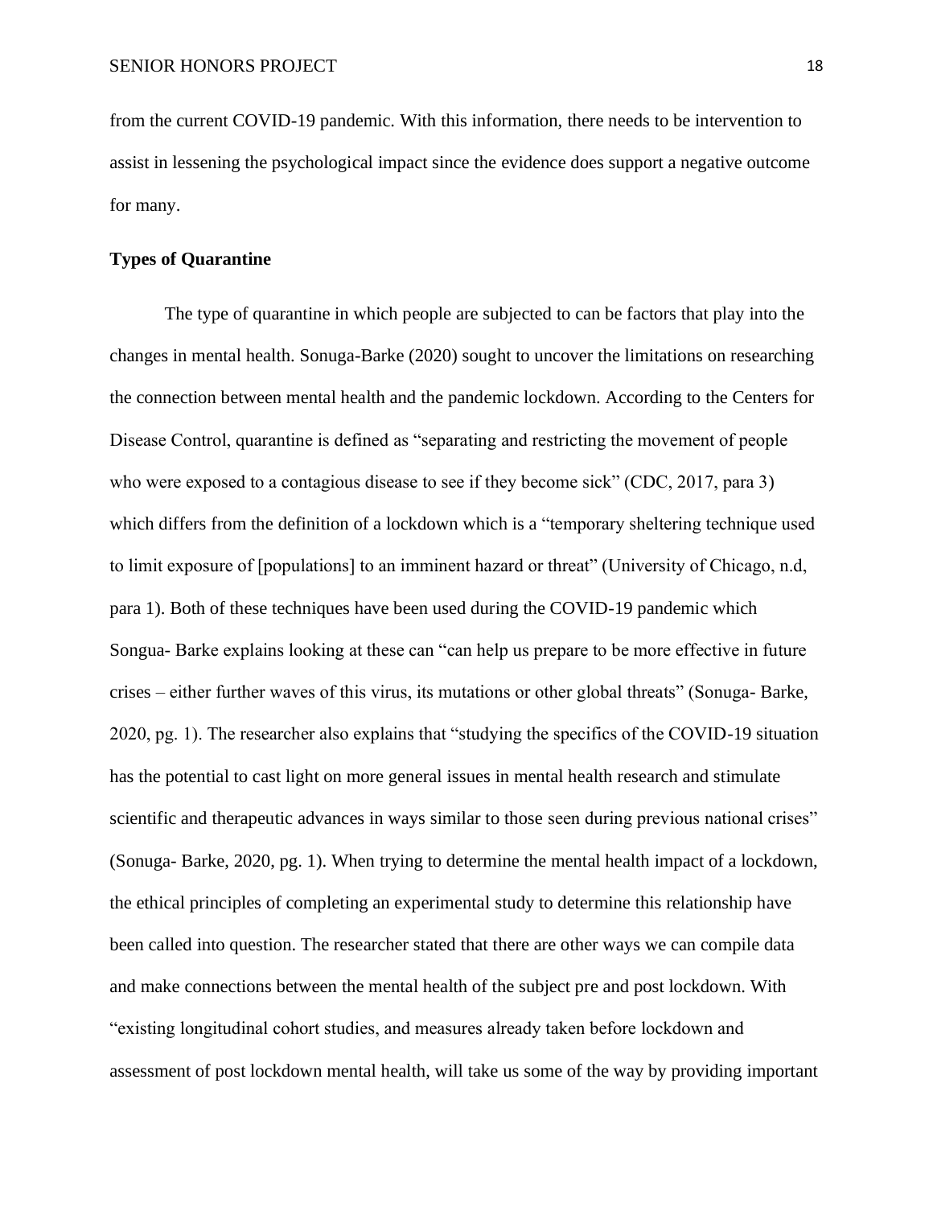from the current COVID-19 pandemic. With this information, there needs to be intervention to assist in lessening the psychological impact since the evidence does support a negative outcome for many.

**Types of Quarantine**

The type of quarantine in which people are subjected to can be factors that play into the changes in mental health. Sonuga-Barke (2020) sought to uncover the limitations on researching the connection between mental health and the pandemic lockdown. According to the Centers for Disease Control, quarantine is defined as "separating and restricting the movement of people who were exposed to a contagious disease to see if they become sick" (CDC, 2017, para 3) which differs from the definition of a lockdown which is a "temporary sheltering technique used to limit exposure of [populations] to an imminent hazard or threat" (University of Chicago, n.d, para 1). Both of these techniques have been used during the COVID-19 pandemic which Songua- Barke explains looking at these can "can help us prepare to be more effective in future crises – either further waves of this virus, its mutations or other global threats" (Sonuga- Barke, 2020, pg. 1). The researcher also explains that "studying the specifics of the COVID-19 situation has the potential to cast light on more general issues in mental health research and stimulate scientific and therapeutic advances in ways similar to those seen during previous national crises" (Sonuga- Barke, 2020, pg. 1). When trying to determine the mental health impact of a lockdown, the ethical principles of completing an experimental study to determine this relationship have been called into question. The researcher stated that there are other ways we can compile data and make connections between the mental health of the subject pre and post lockdown. With "existing longitudinal cohort studies, and measures already taken before lockdown and assessment of post lockdown mental health, will take us some of the way by providing important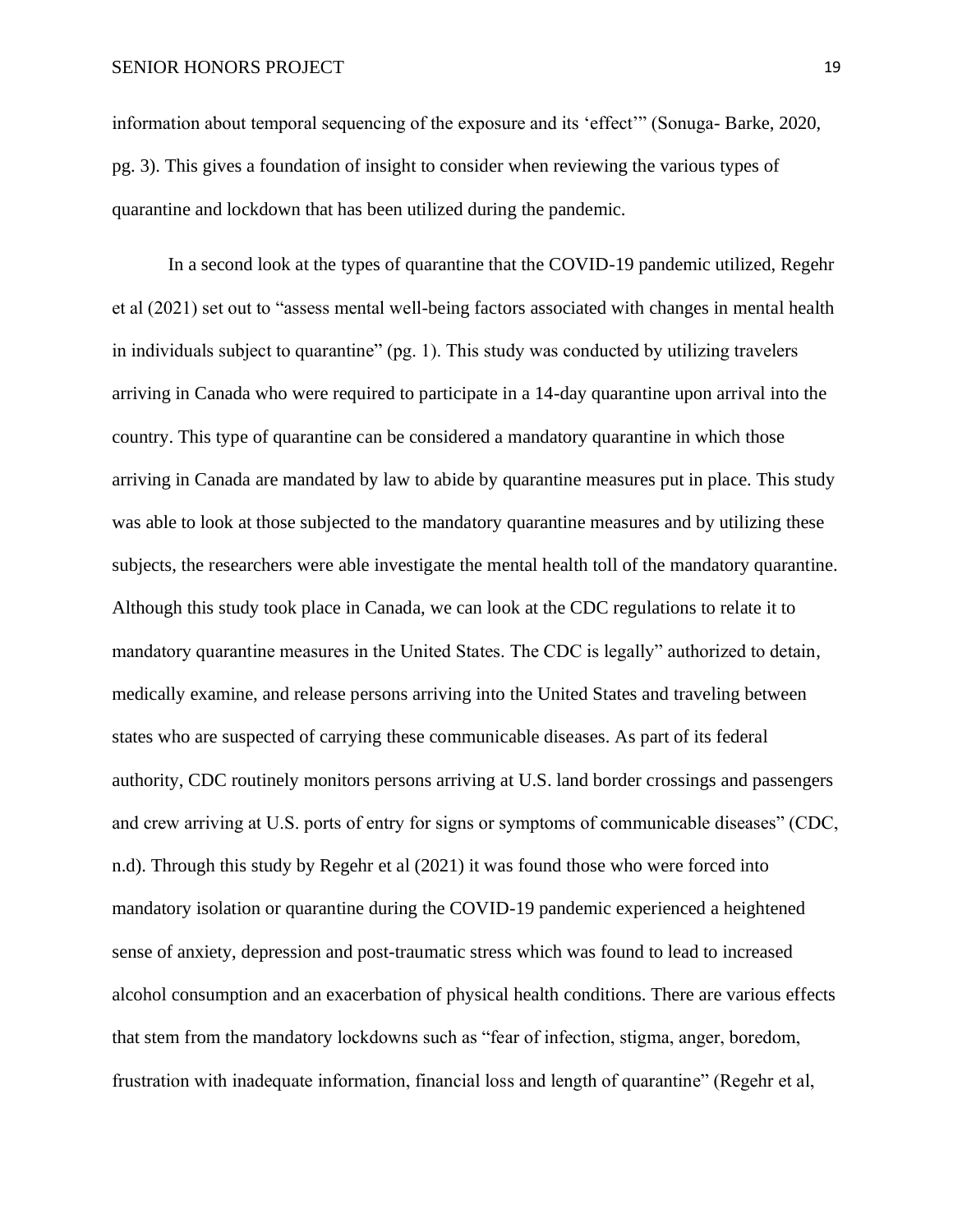information about temporal sequencing of the exposure and its 'effect'" (Sonuga- Barke, 2020, pg. 3). This gives a foundation of insight to consider when reviewing the various types of quarantine and lockdown that has been utilized during the pandemic.

In a second look at the types of quarantine that the COVID-19 pandemic utilized, Regehr et al (2021) set out to "assess mental well-being factors associated with changes in mental health in individuals subject to quarantine" (pg. 1). This study was conducted by utilizing travelers arriving in Canada who were required to participate in a 14-day quarantine upon arrival into the country. This type of quarantine can be considered a mandatory quarantine in which those arriving in Canada are mandated by law to abide by quarantine measures put in place. This study was able to look at those subjected to the mandatory quarantine measures and by utilizing these subjects, the researchers were able investigate the mental health toll of the mandatory quarantine. Although this study took place in Canada, we can look at the CDC regulations to relate it to mandatory quarantine measures in the United States. The CDC is legally" authorized to detain, medically examine, and release persons arriving into the United States and traveling between states who are suspected of carrying these communicable diseases. As part of its federal authority, CDC routinely monitors persons arriving at U.S. land border crossings and passengers and crew arriving at U.S. ports of entry for signs or symptoms of communicable diseases" (CDC, n.d). Through this study by Regehr et al (2021) it was found those who were forced into mandatory isolation or quarantine during the COVID-19 pandemic experienced a heightened sense of anxiety, depression and post-traumatic stress which was found to lead to increased alcohol consumption and an exacerbation of physical health conditions. There are various effects that stem from the mandatory lockdowns such as "fear of infection, stigma, anger, boredom, frustration with inadequate information, financial loss and length of quarantine" (Regehr et al,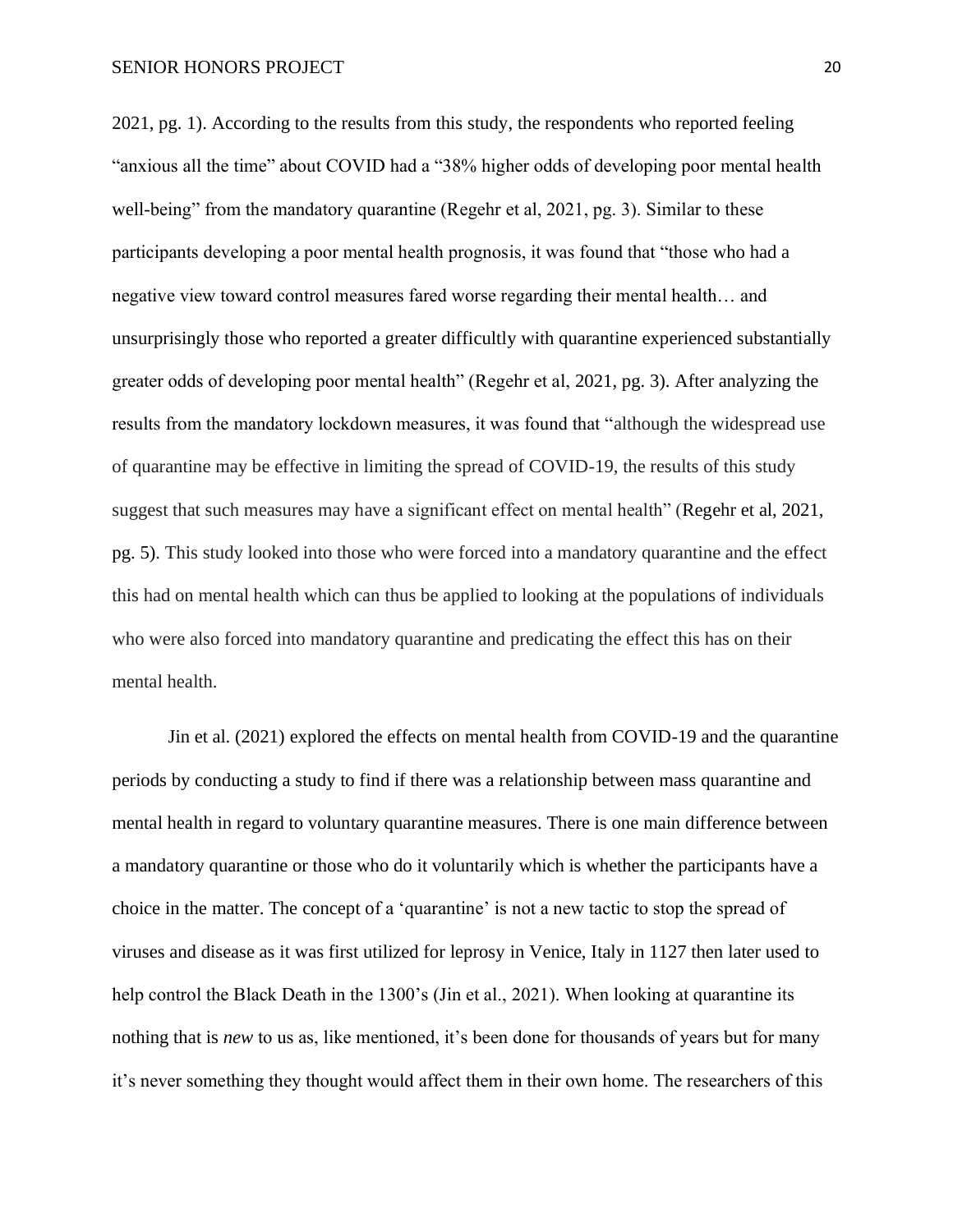2021, pg. 1). According to the results from this study, the respondents who reported feeling "anxious all the time" about COVID had a "38% higher odds of developing poor mental health well-being" from the mandatory quarantine (Regehr et al, 2021, pg. 3). Similar to these participants developing a poor mental health prognosis, it was found that "those who had a negative view toward control measures fared worse regarding their mental health… and unsurprisingly those who reported a greater difficultly with quarantine experienced substantially greater odds of developing poor mental health" (Regehr et al, 2021, pg. 3). After analyzing the results from the mandatory lockdown measures, it was found that "although the widespread use of quarantine may be effective in limiting the spread of COVID-19, the results of this study suggest that such measures may have a significant effect on mental health" (Regehr et al, 2021, pg. 5). This study looked into those who were forced into a mandatory quarantine and the effect this had on mental health which can thus be applied to looking at the populations of individuals who were also forced into mandatory quarantine and predicating the effect this has on their mental health.

Jin et al. (2021) explored the effects on mental health from COVID-19 and the quarantine periods by conducting a study to find if there was a relationship between mass quarantine and mental health in regard to voluntary quarantine measures. There is one main difference between a mandatory quarantine or those who do it voluntarily which is whether the participants have a choice in the matter. The concept of a 'quarantine' is not a new tactic to stop the spread of viruses and disease as it was first utilized for leprosy in Venice, Italy in 1127 then later used to help control the Black Death in the 1300's (Jin et al., 2021). When looking at quarantine its nothing that is *new* to us as, like mentioned, it's been done for thousands of years but for many it's never something they thought would affect them in their own home. The researchers of this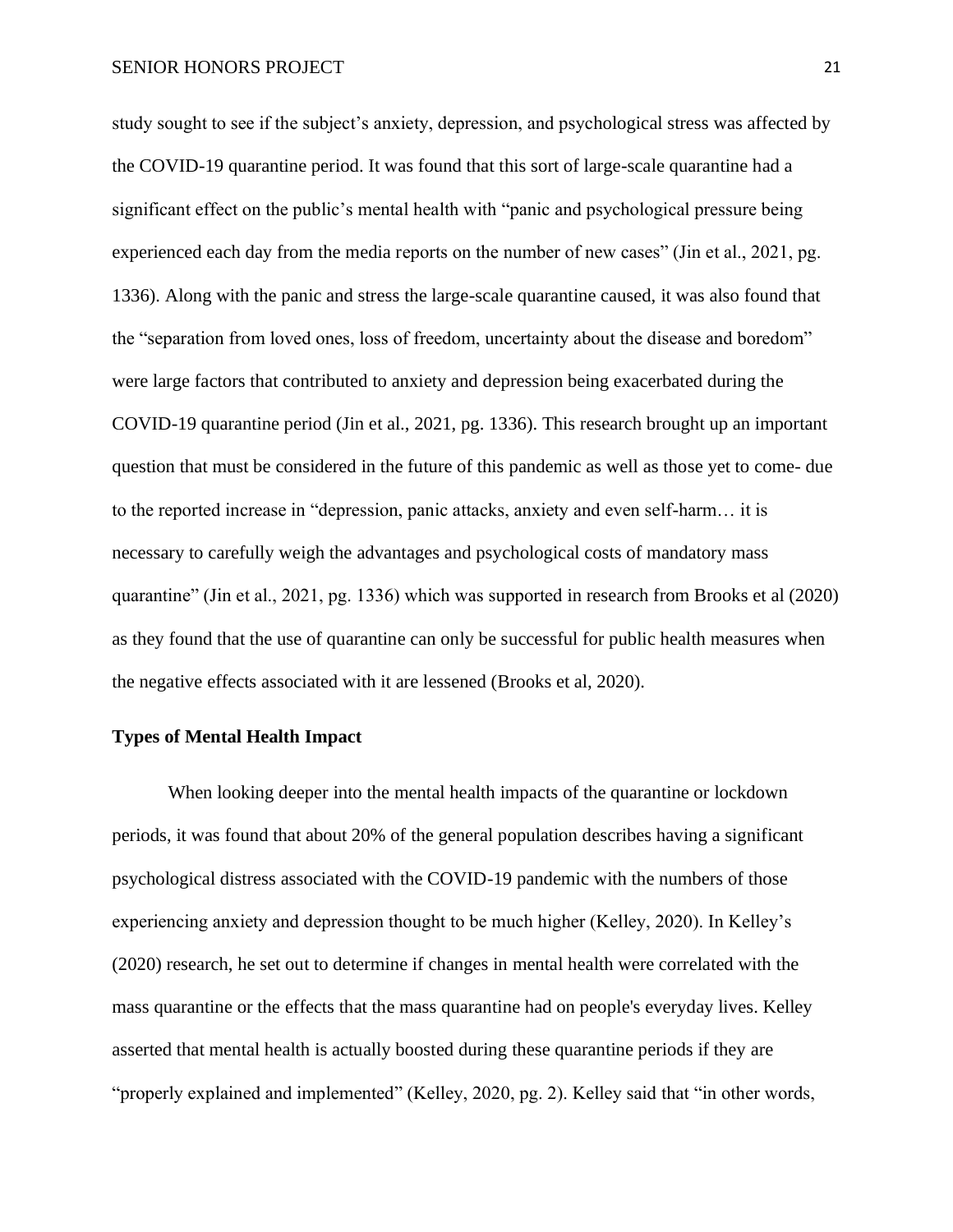study sought to see if the subject's anxiety, depression, and psychological stress was affected by the COVID-19 quarantine period. It was found that this sort of large-scale quarantine had a significant effect on the public's mental health with "panic and psychological pressure being experienced each day from the media reports on the number of new cases" (Jin et al., 2021, pg. 1336). Along with the panic and stress the large-scale quarantine caused, it was also found that the "separation from loved ones, loss of freedom, uncertainty about the disease and boredom" were large factors that contributed to anxiety and depression being exacerbated during the COVID-19 quarantine period (Jin et al., 2021, pg. 1336). This research brought up an important question that must be considered in the future of this pandemic as well as those yet to come- due to the reported increase in "depression, panic attacks, anxiety and even self-harm… it is necessary to carefully weigh the advantages and psychological costs of mandatory mass quarantine" (Jin et al., 2021, pg. 1336) which was supported in research from Brooks et al (2020) as they found that the use of quarantine can only be successful for public health measures when the negative effects associated with it are lessened (Brooks et al, 2020).

## Types of Mental Health Impact

When looking deeper into the mental health impacts of the quarantine or lockdown periods, it was found that about 20% of the general population describes having a significant psychological distress associated with the COVID-19 pandemic with the numbers of those experiencing anxiety and depression thought to be much higher (Kelley, 2020). In Kelley's (2020) research, he set out to determine if changes in mental health were correlated with the mass quarantine or the effects that the mass quarantine had on people's everyday lives. Kelley asserted that mental health is actually boosted during these quarantine periods if they are "properly explained and implemented" (Kelley, 2020, pg. 2). Kelley said that "in other words,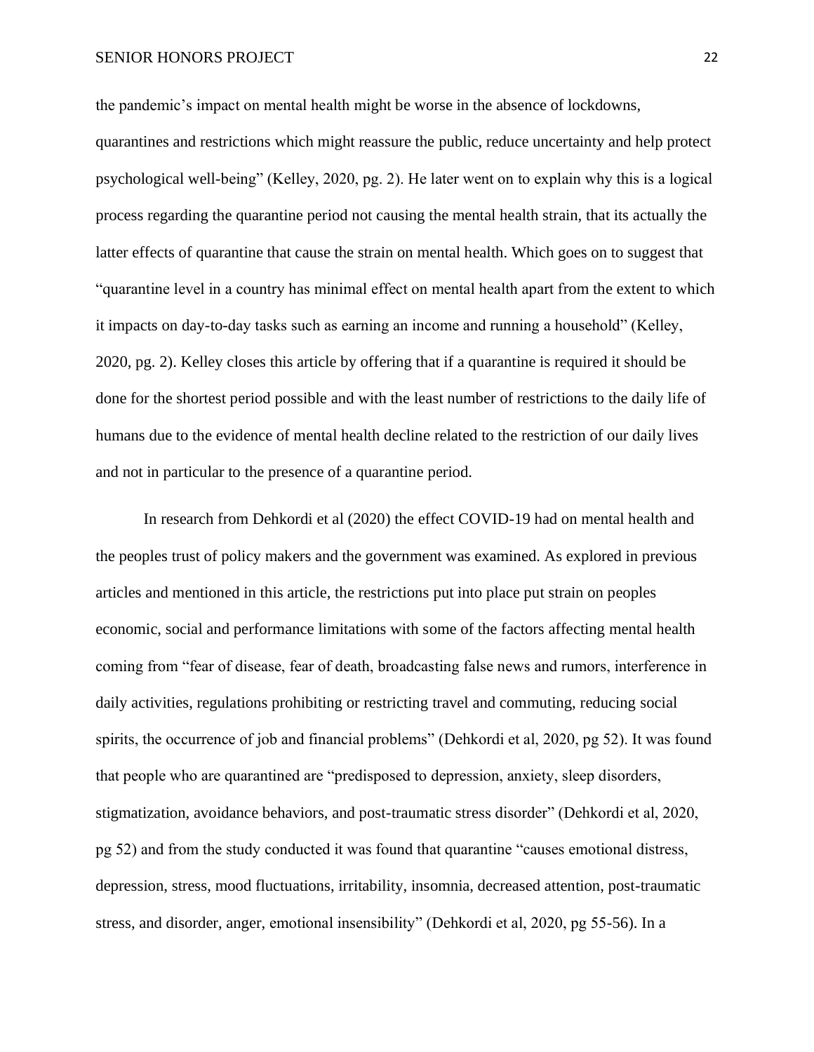the pandemic's impact on mental health might be worse in the absence of lockdowns, quarantines and restrictions which might reassure the public, reduce uncertainty and help protect psychological well-being" (Kelley, 2020, pg. 2). He later went on to explain why this is a logical process regarding the quarantine period not causing the mental health strain, that its actually the latter effects of quarantine that cause the strain on mental health. Which goes on to suggest that "quarantine level in a country has minimal effect on mental health apart from the extent to which it impacts on day-to-day tasks such as earning an income and running a household" (Kelley, 2020, pg. 2). Kelley closes this article by offering that if a quarantine is required it should be done for the shortest period possible and with the least number of restrictions to the daily life of humans due to the evidence of mental health decline related to the restriction of our daily lives and not in particular to the presence of a quarantine period.

In research from Dehkordi et al (2020) the effect COVID-19 had on mental health and the peoples trust of policy makers and the government was examined. As explored in previous articles and mentioned in this article, the restrictions put into place put strain on peoples economic, social and performance limitations with some of the factors affecting mental health coming from "fear of disease, fear of death, broadcasting false news and rumors, interference in daily activities, regulations prohibiting or restricting travel and commuting, reducing social spirits, the occurrence of job and financial problems" (Dehkordi et al, 2020, pg 52). It was found that people who are quarantined are "predisposed to depression, anxiety, sleep disorders, stigmatization, avoidance behaviors, and post-traumatic stress disorder" (Dehkordi et al, 2020, pg 52) and from the study conducted it was found that quarantine "causes emotional distress, depression, stress, mood fluctuations, irritability, insomnia, decreased attention, post-traumatic stress, and disorder, anger, emotional insensibility" (Dehkordi et al, 2020, pg 55-56). In a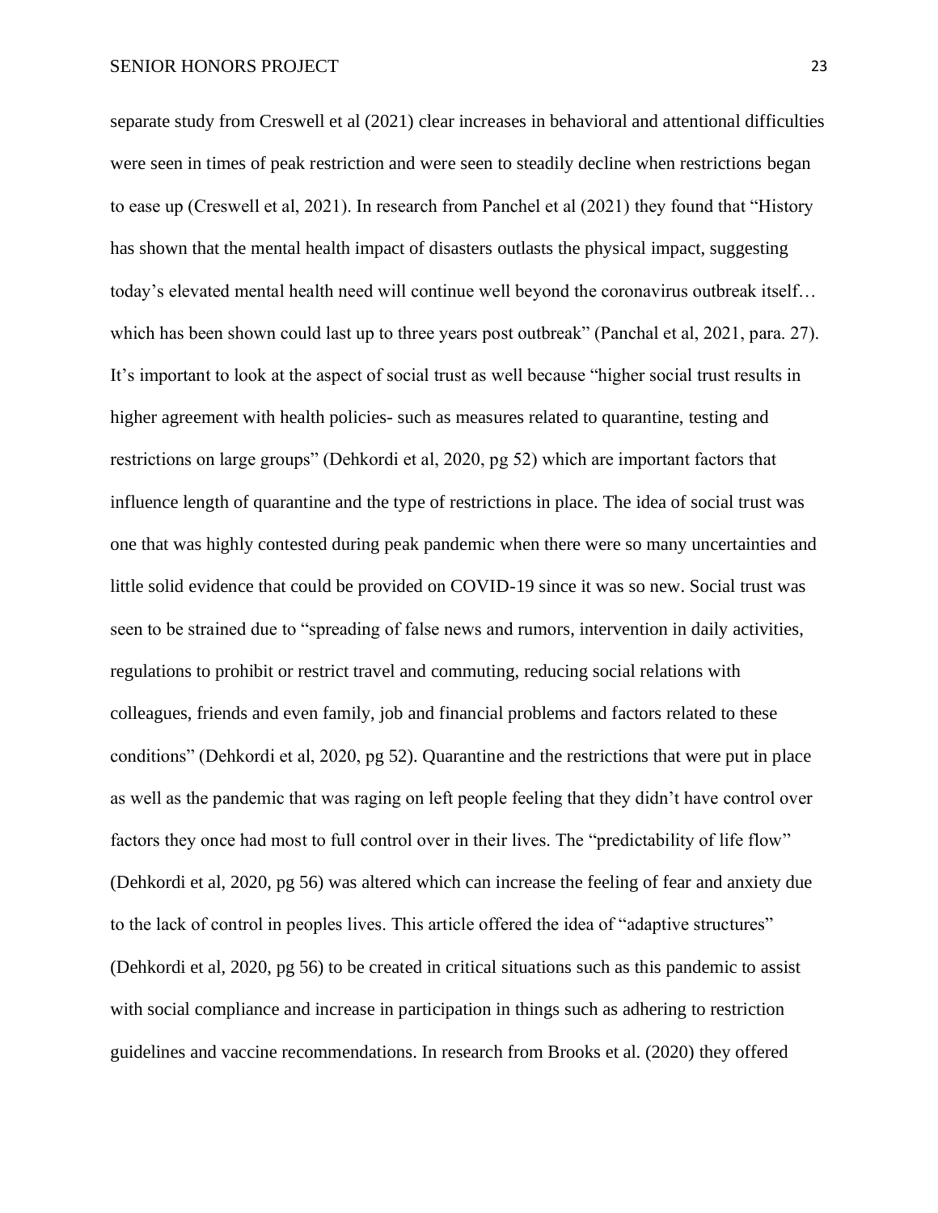separate study from Creswell et al (2021) clear increases in behavioral and attentional difficulties were seen in times of peak restriction and were seen to steadily decline when restrictions began to ease up (Creswell et al, 2021). In research from Panchel et al (2021) they found that "History has shown that the mental health impact of disasters outlasts the physical impact, suggesting today's elevated mental health need will continue well beyond the coronavirus outbreak itself… which has been shown could last up to three years post outbreak" (Panchal et al, 2021, para. 27). It's important to look at the aspect of social trust as well because "higher social trust results in higher agreement with health policies- such as measures related to quarantine, testing and restrictions on large groups" (Dehkordi et al, 2020, pg 52) which are important factors that influence length of quarantine and the type of restrictions in place. The idea of social trust was one that was highly contested during peak pandemic when there were so many uncertainties and little solid evidence that could be provided on COVID-19 since it was so new. Social trust was seen to be strained due to "spreading of false news and rumors, intervention in daily activities, regulations to prohibit or restrict travel and commuting, reducing social relations with colleagues, friends and even family, job and financial problems and factors related to these conditions" (Dehkordi et al, 2020, pg 52). Quarantine and the restrictions that were put in place as well as the pandemic that was raging on left people feeling that they didn't have control over factors they once had most to full control over in their lives. The "predictability of life flow" (Dehkordi et al, 2020, pg 56) was altered which can increase the feeling of fear and anxiety due to the lack of control in peoples lives. This article offered the idea of "adaptive structures" (Dehkordi et al, 2020, pg 56) to be created in critical situations such as this pandemic to assist with social compliance and increase in participation in things such as adhering to restriction guidelines and vaccine recommendations. In research from Brooks et al. (2020) they offered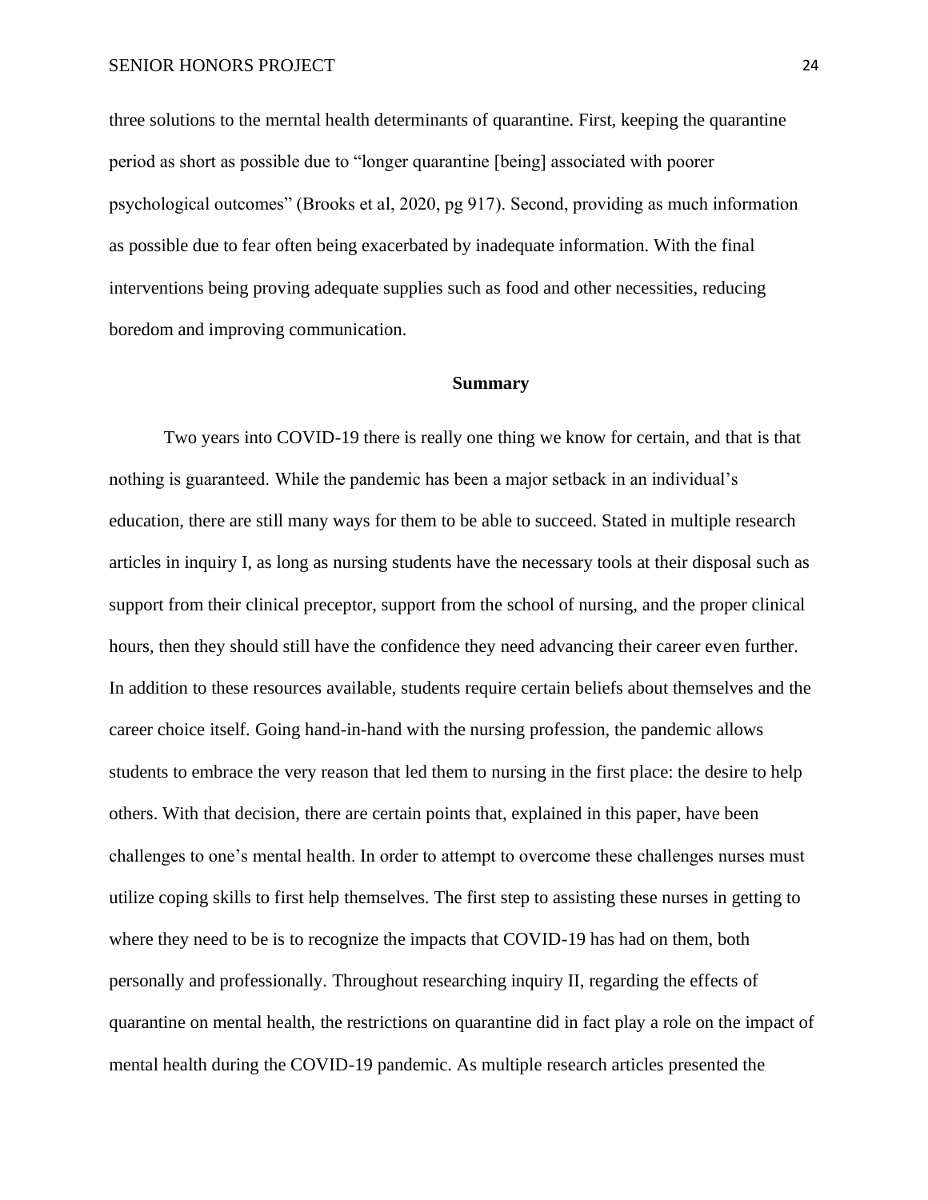three solutions to the merntal health determinants of quarantine. First, keeping the quarantine period as short as possible due to "longer quarantine [being] associated with poorer psychological outcomes" (Brooks et al, 2020, pg 917). Second, providing as much information as possible due to fear often being exacerbated by inadequate information. With the final interventions being proving adequate supplies such as food and other necessities, reducing boredom and improving communication.

## Summary

Two years into COVID-19 there is really one thing we know for certain, and that is that nothing is guaranteed. While the pandemic has been a major setback in an individual's education, there are still many ways for them to be able to succeed. Stated in multiple research articles in inquiry I, as long as nursing students have the necessary tools at their disposal such as support from their clinical preceptor, support from the school of nursing, and the proper clinical hours, then they should still have the confidence they need advancing their career even further. In addition to these resources available, students require certain beliefs about themselves and the career choice itself. Going hand-in-hand with the nursing profession, the pandemic allows students to embrace the very reason that led them to nursing in the first place: the desire to help others. With that decision, there are certain points that, explained in this paper, have been challenges to one's mental health. In order to attempt to overcome these challenges nurses must utilize coping skills to first help themselves. The first step to assisting these nurses in getting to where they need to be is to recognize the impacts that COVID-19 has had on them, both personally and professionally. Throughout researching inquiry II, regarding the effects of quarantine on mental health, the restrictions on quarantine did in fact play a role on the impact of mental health during the COVID-19 pandemic. As multiple research articles presented the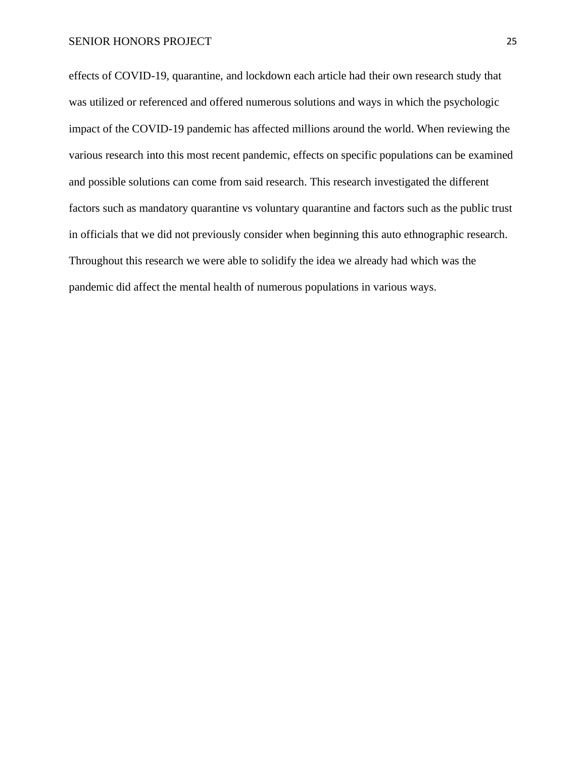effects of COVID-19, quarantine, and lockdown each article had their own research study that was utilized or referenced and offered numerous solutions and ways in which the psychologic impact of the COVID-19 pandemic has affected millions around the world. When reviewing the various research into this most recent pandemic, effects on specific populations can be examined and possible solutions can come from said research. This research investigated the different factors such as mandatory quarantine vs voluntary quarantine and factors such as the public trust in officials that we did not previously consider when beginning this auto ethnographic research. Throughout this research we were able to solidify the idea we already had which was the pandemic did affect the mental health of numerous populations in various ways.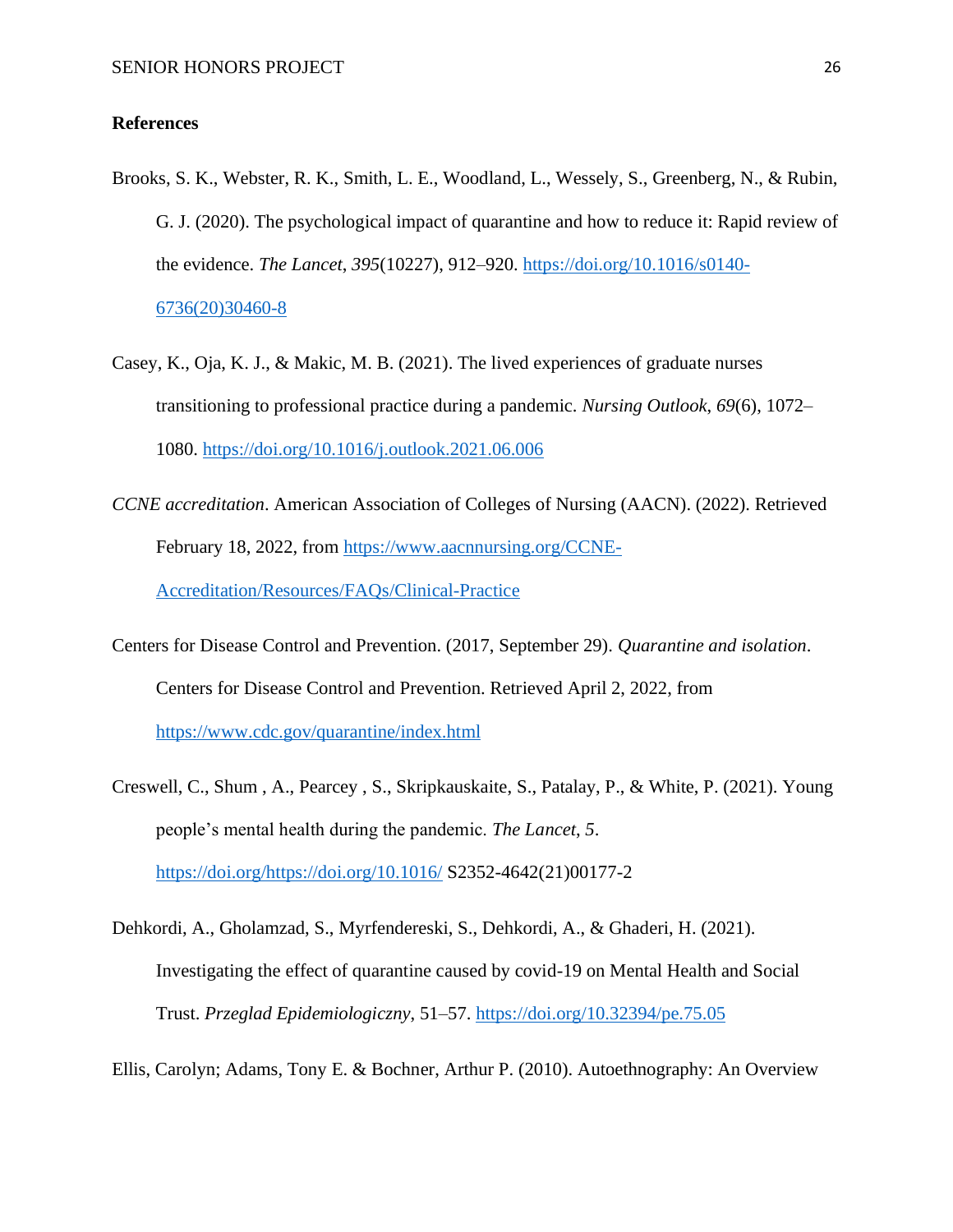**References**

Brooks, S. K., Webster, R. K., Smith, L. E., Woodland, L., Wessely, S., Greenberg, N., & Rubin, G. J. (2020). The psychological impact of quarantine and how to reduce it: Rapid review of the evidence. *The Lancet*, *395*(10227), 912–920. https://doi.org/10.1016/s0140-6736(20)30460-8

Casey, K., Oja, K. J., & Makic, M. B. (2021). The lived experiences of graduate nurses transitioning to professional practice during a pandemic. *Nursing Outlook*, *69*(6), 1072–1080. https://doi.org/10.1016/j.outlook.2021.06.006

*CCNE accreditation*. American Association of Colleges of Nursing (AACN). (2022). Retrieved February 18, 2022, from https://www.aacnnursing.org/CCNE-Accreditation/Resources/FAQs/Clinical-Practice

Centers for Disease Control and Prevention. (2017, September 29). *Quarantine and isolation*. Centers for Disease Control and Prevention. Retrieved April 2, 2022, from https://www.cdc.gov/quarantine/index.html

Creswell, C., Shum , A., Pearcey , S., Skripkauskaite, S., Patalay, P., & White, P. (2021). Young people's mental health during the pandemic. *The Lancet*, *5*. https://doi.org/https://doi.org/10.1016/ S2352-4642(21)00177-2

Dehkordi, A., Gholamzad, S., Myrfendereski, S., Dehkordi, A., & Ghaderi, H. (2021). Investigating the effect of quarantine caused by covid-19 on Mental Health and Social Trust. *Przeglad Epidemiologiczny*, 51–57. https://doi.org/10.32394/pe.75.05

Ellis, Carolyn; Adams, Tony E. & Bochner, Arthur P. (2010). Autoethnography: An Overview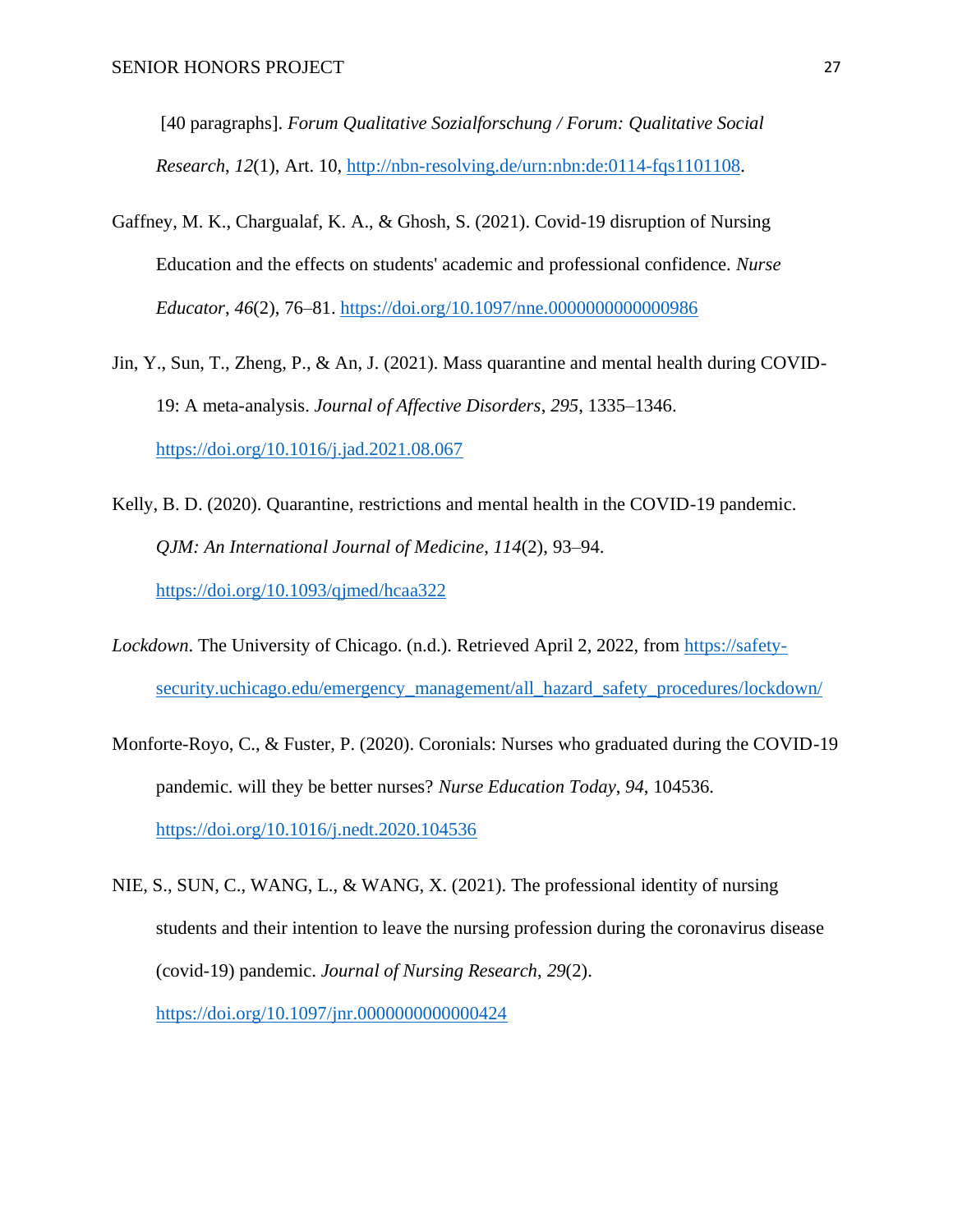[40 paragraphs]. *Forum Qualitative Sozialforschung / Forum: Qualitative Social Research*, *12*(1), Art. 10, http://nbn-resolving.de/urn:nbn:de:0114-fqs1101108.

Gaffney, M. K., Chargualaf, K. A., & Ghosh, S. (2021). Covid-19 disruption of Nursing Education and the effects on students' academic and professional confidence. *Nurse Educator*, *46*(2), 76–81. https://doi.org/10.1097/nne.0000000000000986

Jin, Y., Sun, T., Zheng, P., & An, J. (2021). Mass quarantine and mental health during COVID-19: A meta-analysis. *Journal of Affective Disorders*, *295*, 1335–1346. https://doi.org/10.1016/j.jad.2021.08.067

Kelly, B. D. (2020). Quarantine, restrictions and mental health in the COVID-19 pandemic. *QJM: An International Journal of Medicine*, *114*(2), 93–94. https://doi.org/10.1093/qjmed/hcaa322

*Lockdown*. The University of Chicago. (n.d.). Retrieved April 2, 2022, from https://safety-security.uchicago.edu/emergency_management/all_hazard_safety_procedures/lockdown/

Monforte-Royo, C., & Fuster, P. (2020). Coronials: Nurses who graduated during the COVID-19 pandemic. will they be better nurses? *Nurse Education Today*, *94*, 104536. https://doi.org/10.1016/j.nedt.2020.104536

NIE, S., SUN, C., WANG, L., & WANG, X. (2021). The professional identity of nursing students and their intention to leave the nursing profession during the coronavirus disease (covid-19) pandemic. *Journal of Nursing Research*, *29*(2). https://doi.org/10.1097/jnr.0000000000000424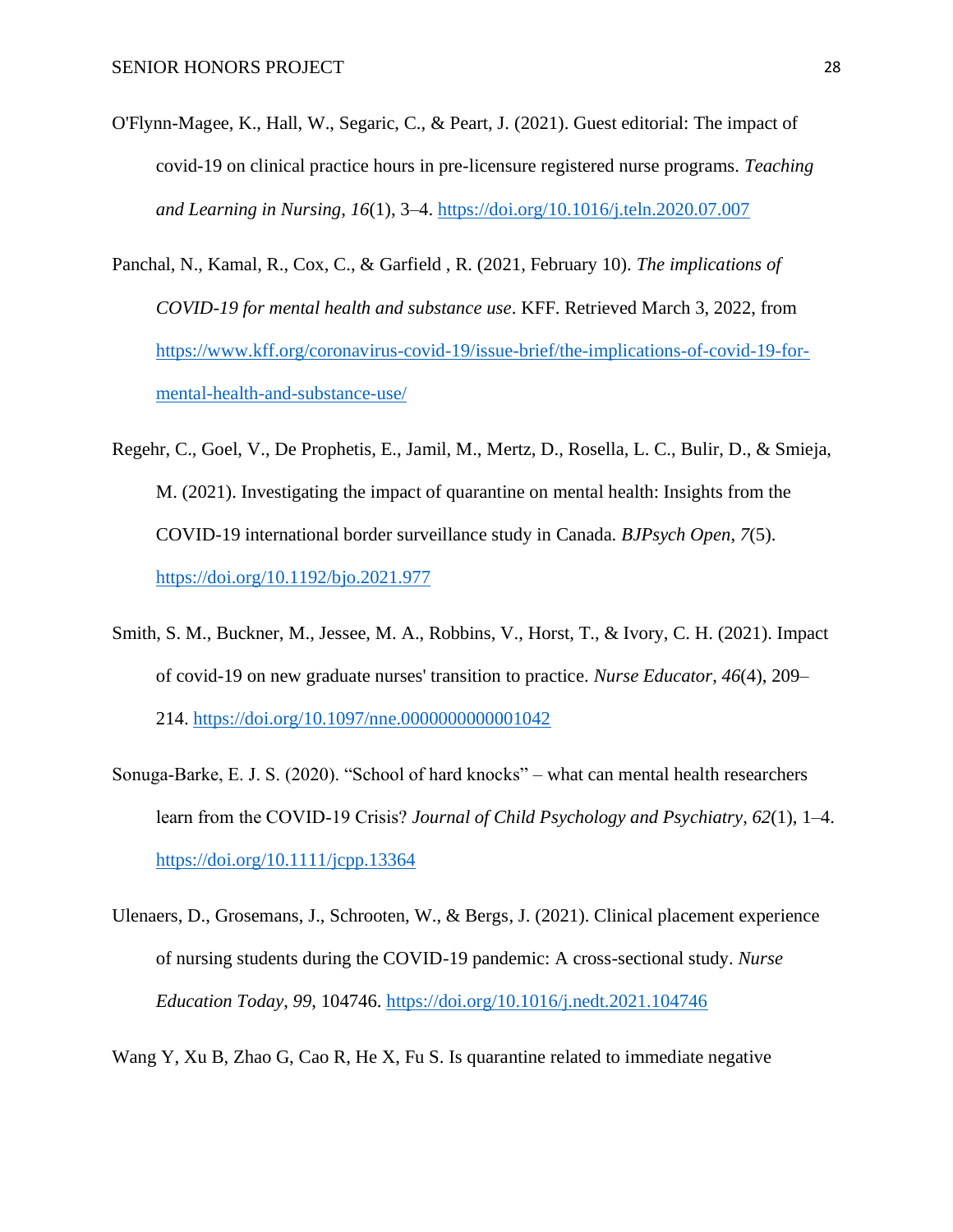O'Flynn-Magee, K., Hall, W., Segaric, C., & Peart, J. (2021). Guest editorial: The impact of covid-19 on clinical practice hours in pre-licensure registered nurse programs. *Teaching and Learning in Nursing*, *16*(1), 3–4. https://doi.org/10.1016/j.teln.2020.07.007

Panchal, N., Kamal, R., Cox, C., & Garfield , R. (2021, February 10). *The implications of COVID-19 for mental health and substance use*. KFF. Retrieved March 3, 2022, from https://www.kff.org/coronavirus-covid-19/issue-brief/the-implications-of-covid-19-for-mental-health-and-substance-use/

Regehr, C., Goel, V., De Prophetis, E., Jamil, M., Mertz, D., Rosella, L. C., Bulir, D., & Smieja, M. (2021). Investigating the impact of quarantine on mental health: Insights from the COVID-19 international border surveillance study in Canada. *BJPsych Open*, *7*(5). https://doi.org/10.1192/bjo.2021.977

Smith, S. M., Buckner, M., Jessee, M. A., Robbins, V., Horst, T., & Ivory, C. H. (2021). Impact of covid-19 on new graduate nurses' transition to practice. *Nurse Educator*, *46*(4), 209–214. https://doi.org/10.1097/nne.0000000000001042

Sonuga-Barke, E. J. S. (2020). “School of hard knocks” – what can mental health researchers learn from the COVID-19 Crisis? *Journal of Child Psychology and Psychiatry*, *62*(1), 1–4. https://doi.org/10.1111/jcpp.13364

Ulenaers, D., Grosemans, J., Schrooten, W., & Bergs, J. (2021). Clinical placement experience of nursing students during the COVID-19 pandemic: A cross-sectional study. *Nurse Education Today*, *99*, 104746. https://doi.org/10.1016/j.nedt.2021.104746

Wang Y, Xu B, Zhao G, Cao R, He X, Fu S. Is quarantine related to immediate negative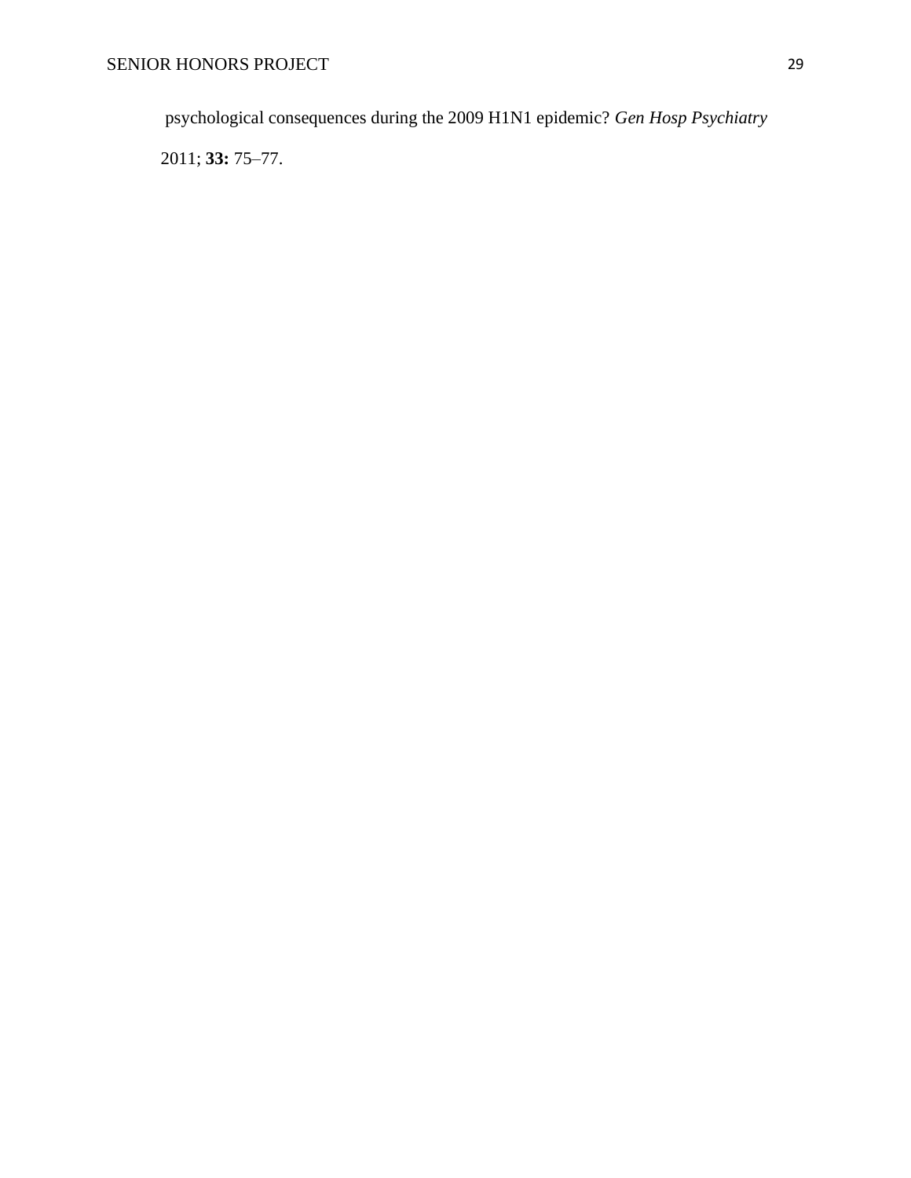psychological consequences during the 2009 H1N1 epidemic? *Gen Hosp Psychiatry* 2011; **33:** 75–77.